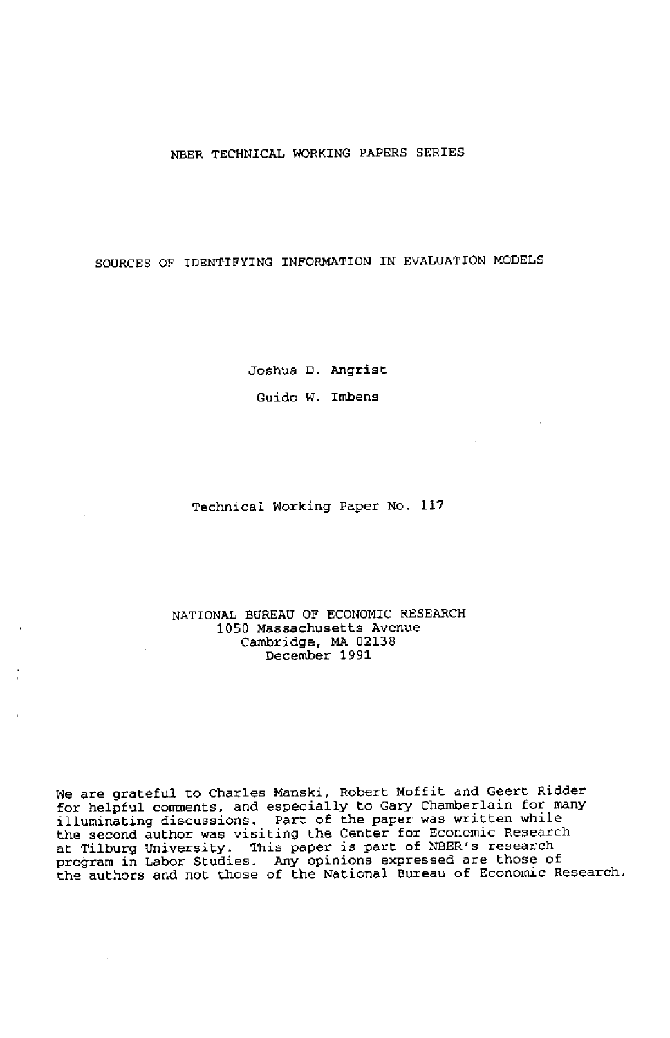NBER TECHNICAL WORKING PAPERS SERIES

# SOURCES OF IDENTIFYING INFORMATION IN EVALUATION MODELS

Joshua D. Angrist

Guido W. Imbens

Technical Working Paper No. 117

NATIONAL BUREAU OF ECONOMIC RESEARCH
1050 Massachusetts Avenue
Cambridge, MA 02138
December 1991

We are grateful to Charles Manski, Robert Moffit and Geert Ridder for helpful comments, and especially to Gary Chamberlain for many illuminating discussions. Part of the paper was written while the second author was visiting the Center for Economic Research at Tilburg University. This paper is part of NBER's research program in Labor Studies. Any opinions expressed are those of the authors and not those of the National Bureau of Economic Research.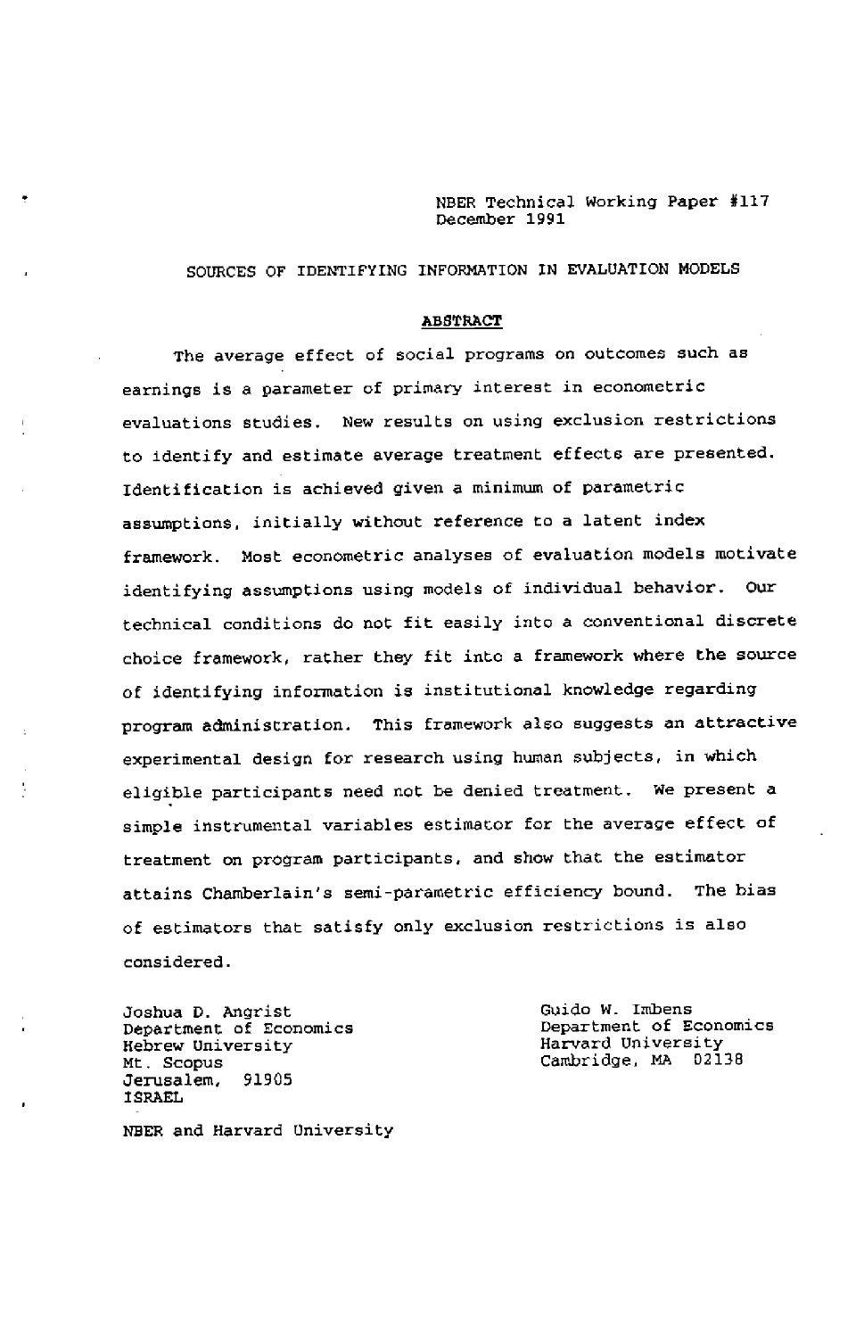NBER Technical Working Paper #117
December 1991

SOURCES OF IDENTIFYING INFORMATION IN EVALUATION MODELS

## ABSTRACT

The average effect of social programs on outcomes such as earnings is a parameter of primary interest in econometric evaluations studies. New results on using exclusion restrictions to identify and estimate average treatment effects are presented. Identification is achieved given a minimum of parametric assumptions, initially without reference to a latent index framework. Most econometric analyses of evaluation models motivate identifying assumptions using models of individual behavior. Our technical conditions do not fit easily into a conventional discrete choice framework, rather they fit into a framework where the source of identifying information is institutional knowledge regarding program administration. This framework also suggests an attractive experimental design for research using human subjects, in which eligible participants need not be denied treatment. We present a simple instrumental variables estimator for the average effect of treatment on program participants, and show that the estimator attains Chamberlain's semi-parametric efficiency bound. The bias of estimators that satisfy only exclusion restrictions is also considered.

Joshua D. Angrist
Department of Economics
Hebrew University
Mt. Scopus
Jerusalem, 91905
ISRAEL

NBER and Harvard University

Guido W. Imbens
Department of Economics
Harvard University
Cambridge, MA 02138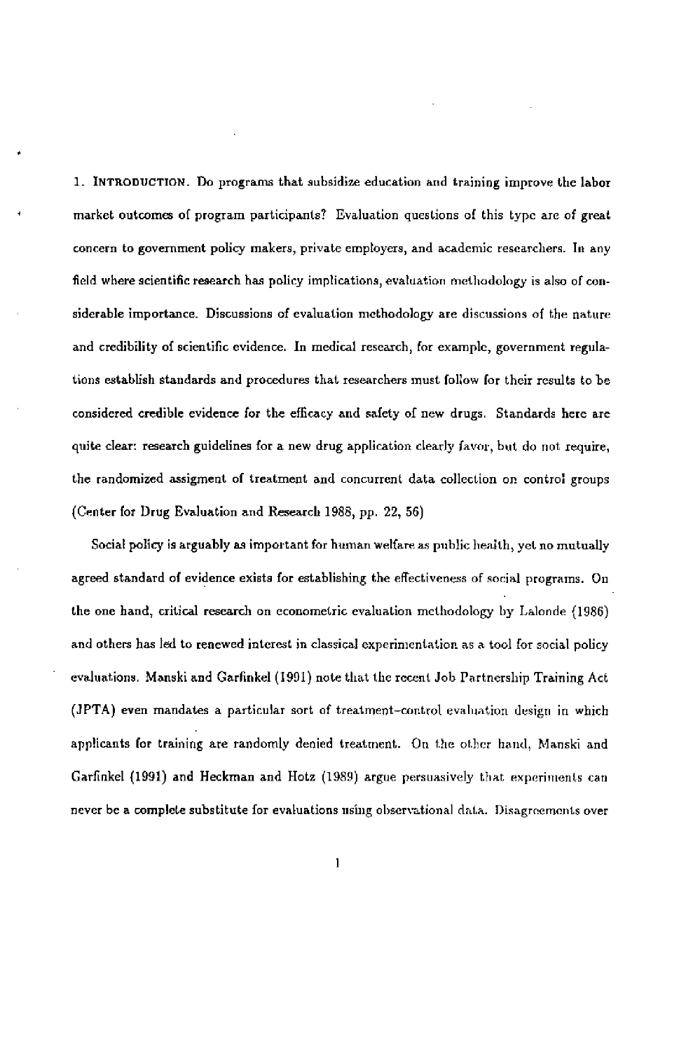1. **INTRODUCTION**. Do programs that subsidize education and training improve the labor market outcomes of program participants? Evaluation questions of this type are of great concern to government policy makers, private employers, and academic researchers. In any field where scientific research has policy implications, evaluation methodology is also of considerable importance. Discussions of evaluation methodology are discussions of the nature and credibility of scientific evidence. In medical research, for example, government regulations establish standards and procedures that researchers must follow for their results to be considered credible evidence for the efficacy and safety of new drugs. Standards here are quite clear: research guidelines for a new drug application clearly favor, but do not require, the randomized assigment of treatment and concurrent data collection on control groups (Center for Drug Evaluation and Research 1988, pp. 22, 56)

Social policy is arguably as important for human welfare as public health, yet no mutually agreed standard of evidence exists for establishing the effectiveness of social programs. On the one hand, critical research on econometric evaluation methodology by Lalonde (1986) and others has led to renewed interest in classical experimentation as a tool for social policy evaluations. Manski and Garfinkel (1991) note that the recent Job Partnership Training Act (JPTA) even mandates a particular sort of treatment–control evaluation design in which applicants for training are randomly denied treatment. On the other hand, Manski and Garfinkel (1991) and Heckman and Hotz (1989) argue persuasively that experiments can never be a complete substitute for evaluations using observational data. Disagreements over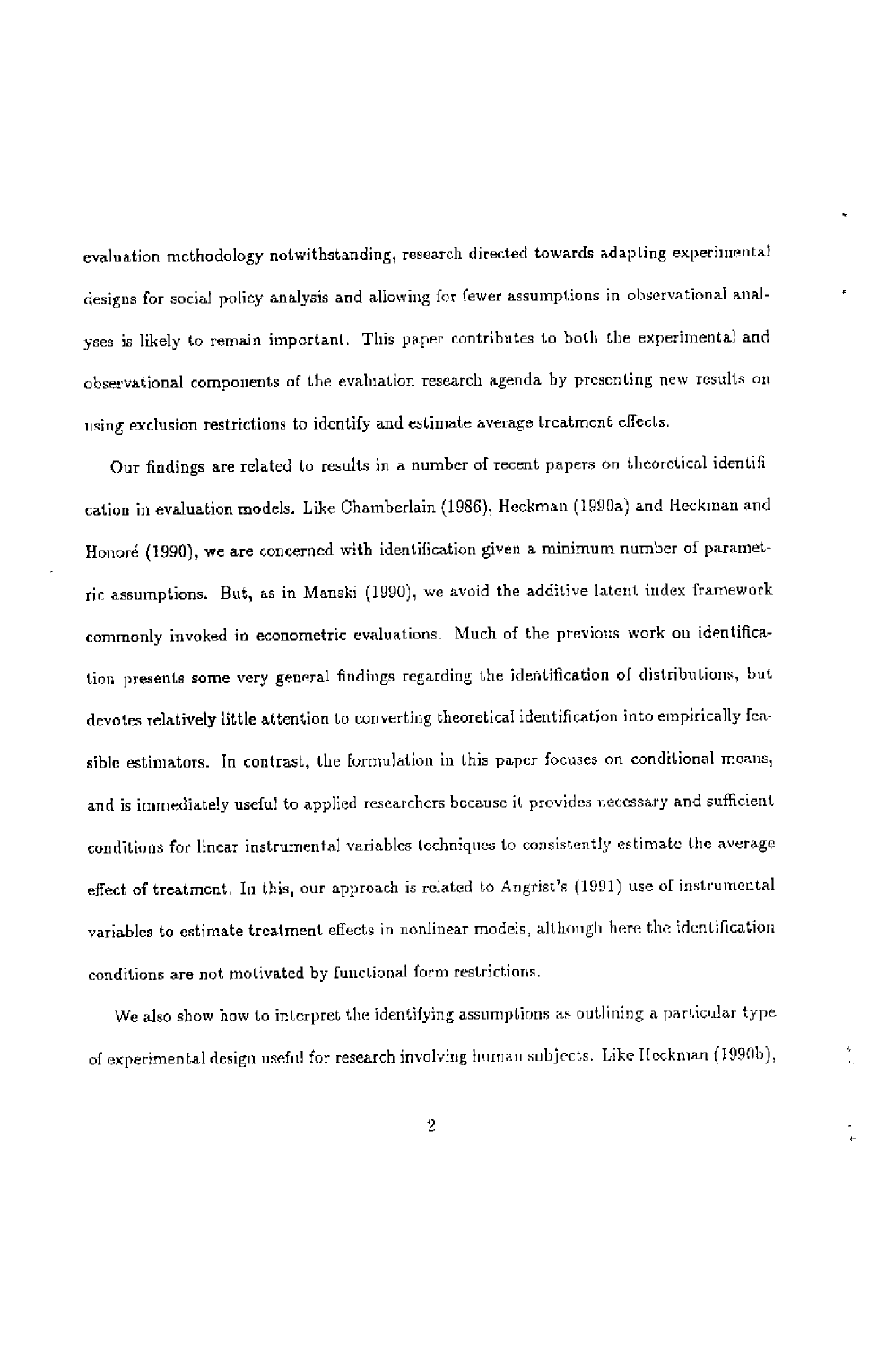evaluation methodology notwithstanding, research directed towards adapting experimental designs for social policy analysis and allowing for fewer assumptions in observational analyses is likely to remain important. This paper contributes to both the experimental and observational components of the evaluation research agenda by presenting new results on using exclusion restrictions to identify and estimate average treatment effects.

Our findings are related to results in a number of recent papers on theoretical identification in evaluation models. Like Chamberlain (1986), Heckman (1990a) and Heckman and Honoré (1990), we are concerned with identification given a minimum number of parametric assumptions. But, as in Manski (1990), we avoid the additive latent index framework commonly invoked in econometric evaluations. Much of the previous work on identification presents some very general findings regarding the identification of distributions, but devotes relatively little attention to converting theoretical identification into empirically feasible estimators. In contrast, the formulation in this paper focuses on conditional means, and is immediately useful to applied researchers because it provides necessary and sufficient conditions for linear instrumental variables techniques to consistently estimate the average effect of treatment. In this, our approach is related to Angrist's (1991) use of instrumental variables to estimate treatment effects in nonlinear models, although here the identification conditions are not motivated by functional form restrictions.

We also show how to interpret the identifying assumptions as outlining a particular type of experimental design useful for research involving human subjects. Like Heckman (1990b),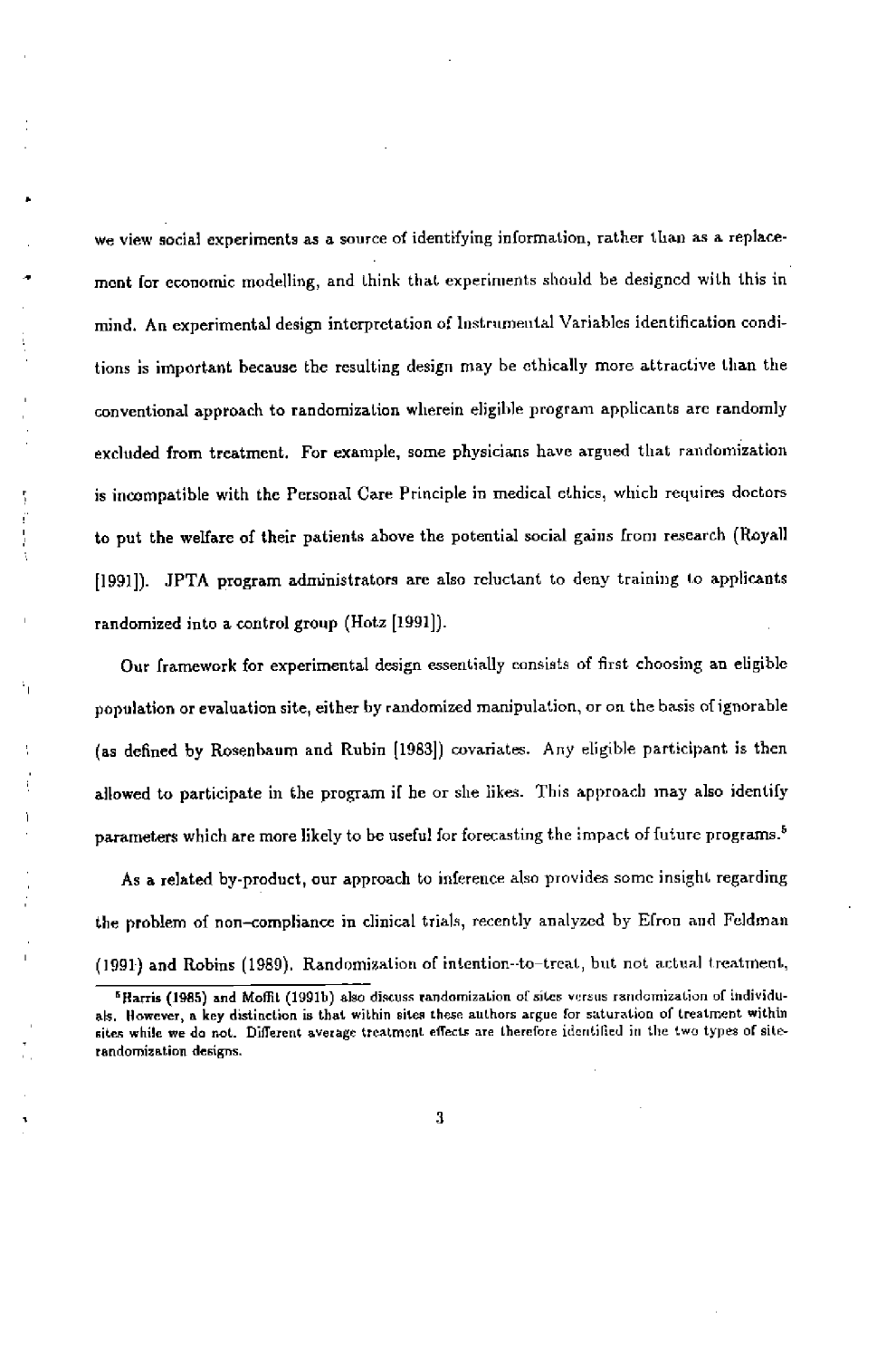we view social experiments as a source of identifying information, rather than as a replacement for economic modelling, and think that experiments should be designed with this in mind. An experimental design interpretation of Instrumental Variables identification conditions is important because the resulting design may be ethically more attractive than the conventional approach to randomization wherein eligible program applicants are randomly excluded from treatment. For example, some physicians have argued that randomization is incompatible with the Personal Care Principle in medical ethics, which requires doctors to put the welfare of their patients above the potential social gains from research (Royall [1991]). JPTA program administrators are also reluctant to deny training to applicants randomized into a control group (Hotz [1991]).

Our framework for experimental design essentially consists of first choosing an eligible population or evaluation site, either by randomized manipulation, or on the basis of ignorable (as defined by Rosenbaum and Rubin [1983]) covariates. Any eligible participant is then allowed to participate in the program if he or she likes. This approach may also identify parameters which are more likely to be useful for forecasting the impact of future programs.[5]

As a related by-product, our approach to inference also provides some insight regarding the problem of non–compliance in clinical trials, recently analyzed by Efron and Feldman (1991) and Robins (1989). Randomization of intention–to–treat, but not actual treatment,

---

[5] Harris (1985) and Moffit (1991b) also discuss randomization of sites versus randomization of individuals. However, a key distinction is that within sites these authors argue for saturation of treatment within sites while we do not. Different average treatment effects are therefore identified in the two types of site-randomization designs.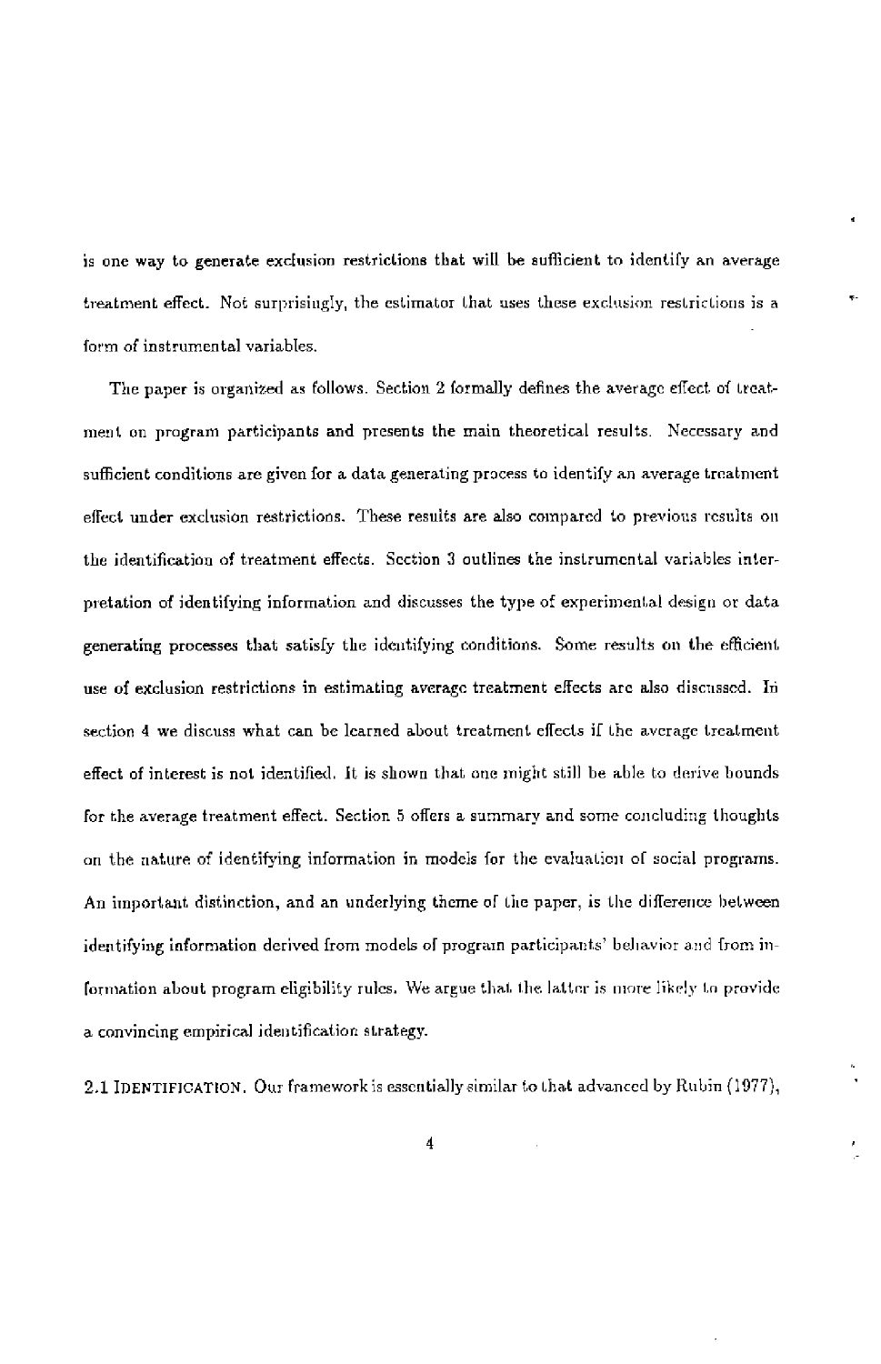is one way to generate exclusion restrictions that will be sufficient to identify an average treatment effect. Not surprisingly, the estimator that uses these exclusion restrictions is a form of instrumental variables.

The paper is organized as follows. Section 2 formally defines the average effect of treatment on program participants and presents the main theoretical results. Necessary and sufficient conditions are given for a data generating process to identify an average treatment effect under exclusion restrictions. These results are also compared to previous results on the identification of treatment effects. Section 3 outlines the instrumental variables interpretation of identifying information and discusses the type of experimental design or data generating processes that satisfy the identifying conditions. Some results on the efficient use of exclusion restrictions in estimating average treatment effects are also discussed. In section 4 we discuss what can be learned about treatment effects if the average treatment effect of interest is not identified. It is shown that one might still be able to derive bounds for the average treatment effect. Section 5 offers a summary and some concluding thoughts on the nature of identifying information in models for the evaluation of social programs. An important distinction, and an underlying theme of the paper, is the difference between identifying information derived from models of program participants' behavior and from information about program eligibility rules. We argue that the latter is more likely to provide a convincing empirical identification strategy.

2.1 IDENTIFICATION. Our framework is essentially similar to that advanced by Rubin (1977),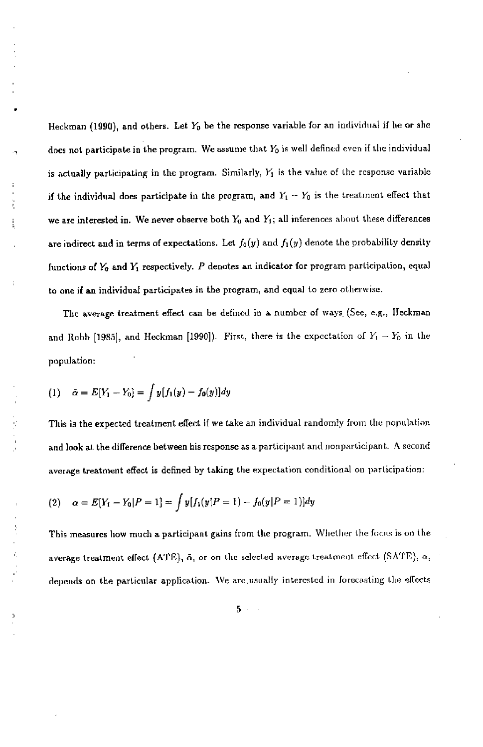Heckman (1990), and others. Let $Y_0$ be the response variable for an individual if he or she does not participate in the program. We assume that $Y_0$ is well defined even if the individual is actually participating in the program. Similarly, $Y_1$ is the value of the response variable if the individual does participate in the program, and $Y_1 - Y_0$ is the treatment effect that we are interested in. We never observe both $Y_0$ and $Y_1$; all inferences about these differences are indirect and in terms of expectations. Let $f_0(y)$ and $f_1(y)$ denote the probability density functions of $Y_0$ and $Y_1$ respectively. $P$ denotes an indicator for program participation, equal to one if an individual participates in the program, and equal to zero otherwise.

The average treatment effect can be defined in a number of ways (See, e.g., Heckman and Robb [1985], and Heckman [1990]). First, there is the expectation of $Y_1 - Y_0$ in the population:

$$(1) \quad \bar{\alpha} = E[Y_1 - Y_0] = \int y[f_1(y) - f_0(y)]dy$$

This is the expected treatment effect if we take an individual randomly from the population and look at the difference between his response as a participant and nonparticipant. A second average treatment effect is defined by taking the expectation conditional on participation:

$$(2) \quad \alpha = E[Y_1 - Y_0|P = 1] = \int y[f_1(y|P = 1) - f_0(y|P = 1)]dy$$

This measures how much a participant gains from the program. Whether the focus is on the average treatment effect (ATE), $\bar{\alpha}$, or on the selected average treatment effect (SATE), $\alpha$, depends on the particular application. We are usually interested in forecasting the effects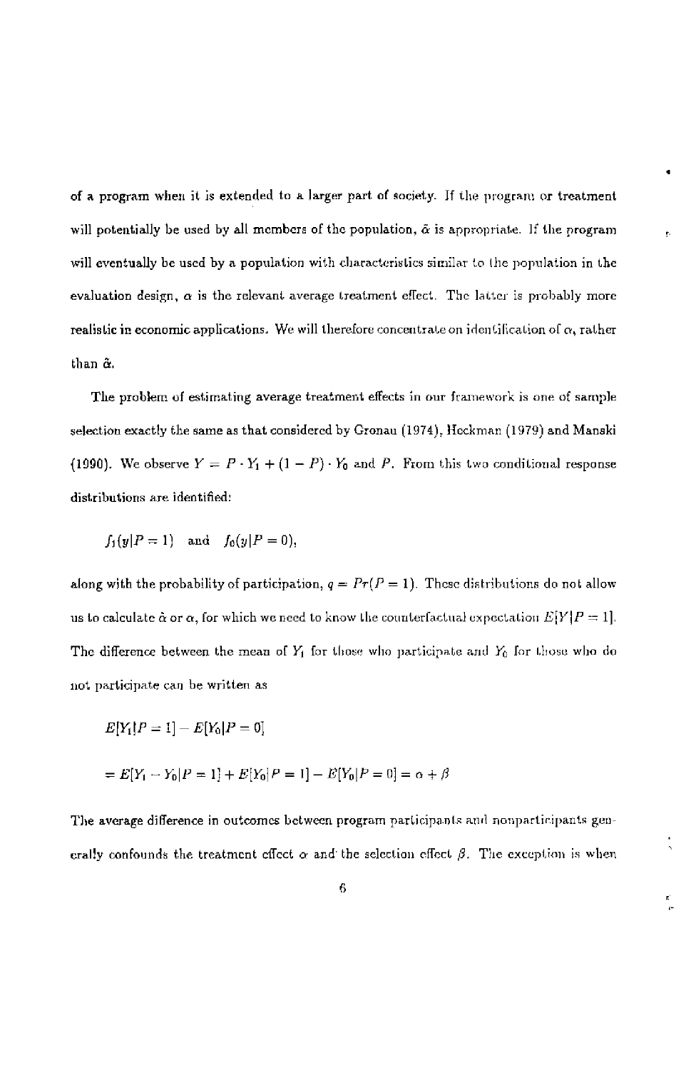of a program when it is extended to a larger part of society. If the program or treatment will potentially be used by all members of the population, $\tilde{\alpha}$ is appropriate. If the program will eventually be used by a population with characteristics similar to the population in the evaluation design, $\alpha$ is the relevant average treatment effect. The latter is probably more realistic in economic applications. We will therefore concentrate on identification of $\alpha$, rather than $\tilde{\alpha}$.

The problem of estimating average treatment effects in our framework is one of sample selection exactly the same as that considered by Gronau (1974), Heckman (1979) and Manski (1990). We observe $Y = P \cdot Y_1 + (1 - P) \cdot Y_0$ and $P$. From this two conditional response distributions are identified:

$$f_1(y|P = 1) \quad \text{and} \quad f_0(y|P = 0),$$

along with the probability of participation, $q = Pr(P = 1)$. These distributions do not allow us to calculate $\tilde{\alpha}$ or $\alpha$, for which we need to know the counterfactual expectation $E[Y|P = 1]$. The difference between the mean of $Y_1$ for those who participate and $Y_0$ for those who do not participate can be written as

$$E[Y_1|P = 1] - E[Y_0|P = 0]$$

$$= E[Y_1 - Y_0|P = 1] + E[Y_0|P = 1] - E[Y_0|P = 0] = \alpha + \beta$$

The average difference in outcomes between program participants and nonparticipants generally confounds the treatment effect $\alpha$ and the selection effect $\beta$. The exception is when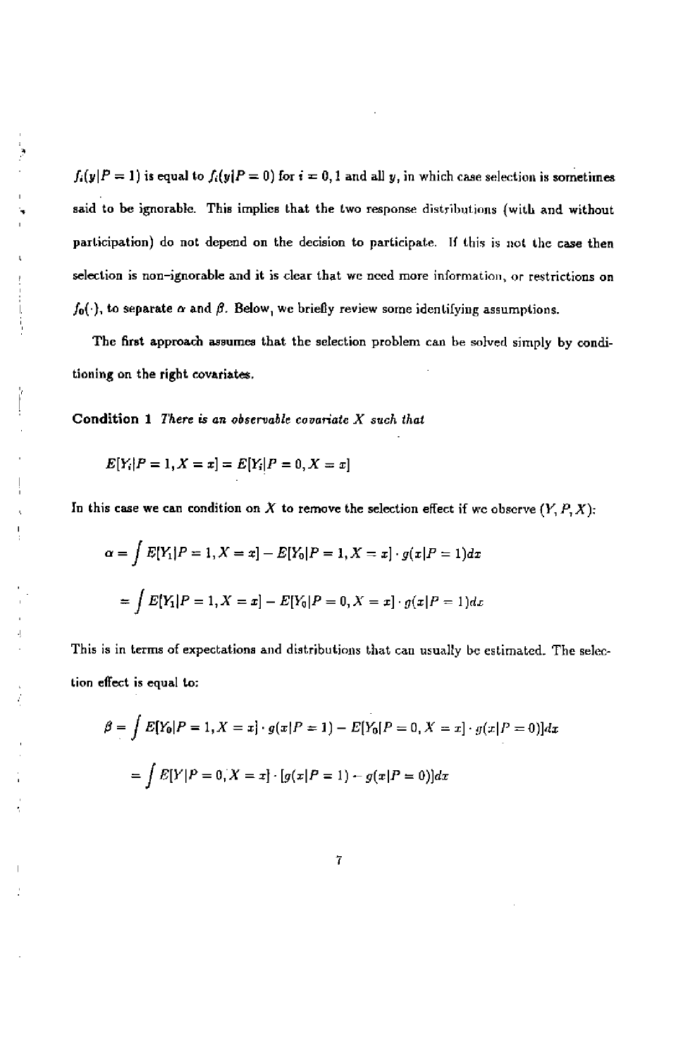$f_i(y|P=1)$ is equal to $f_i(y|P=0)$ for $i=0,1$ and all $y$, in which case selection is sometimes said to be ignorable. This implies that the two response distributions (with and without participation) do not depend on the decision to participate. If this is not the case then selection is non-ignorable and it is clear that we need more information, or restrictions on $f_0(\cdot)$, to separate $\alpha$ and $\beta$. Below, we briefly review some identifying assumptions.

The first approach assumes that the selection problem can be solved simply by conditioning on the right covariates.

**Condition 1** *There is an observable covariate $X$ such that*

$$E[Y_i|P=1,X=x]=E[Y_i|P=0,X=x]$$

In this case we can condition on $X$ to remove the selection effect if we observe $(Y,P,X)$:

$$\alpha=\int E[Y_1|P=1,X=x]-E[Y_0|P=1,X=x]\cdot g(x|P=1)dx$$

$$=\int E[Y_1|P=1,X=x]-E[Y_0|P=0,X=x]\cdot g(x|P=1)dx$$

This is in terms of expectations and distributions that can usually be estimated. The selection effect is equal to:

$$\beta=\int E[Y_0|P=1,X=x]\cdot g(x|P=1)-E[Y_0|P=0,X=x]\cdot g(x|P=0)]dx$$

$$=\int E[Y|P=0,X=x]\cdot[g(x|P=1)-g(x|P=0)]dx$$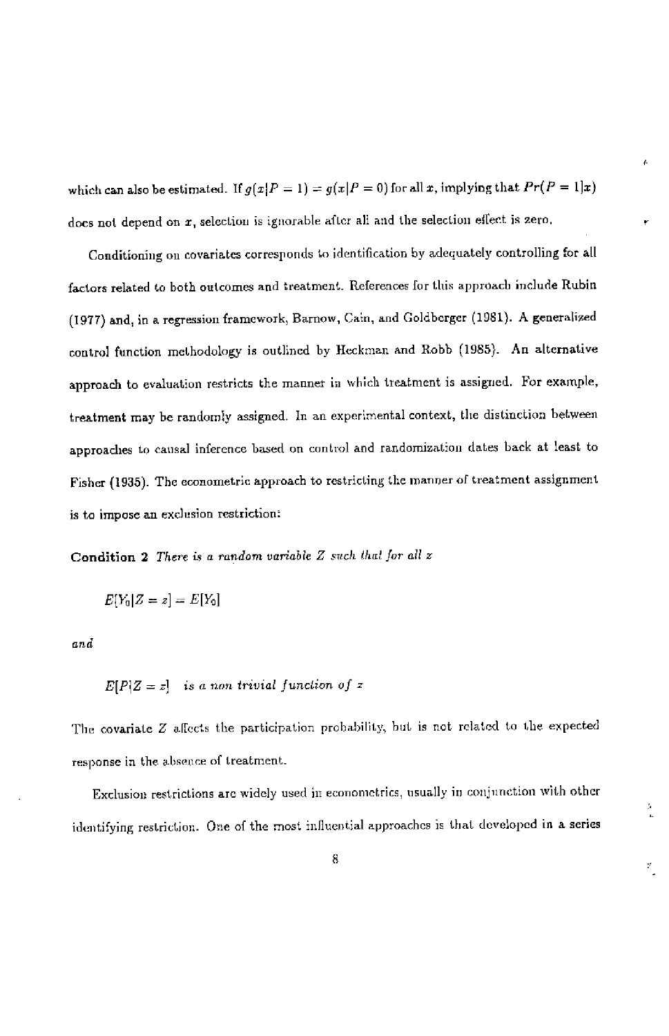which can also be estimated. If $g(x|P=1) = g(x|P=0)$ for all $x$, implying that $Pr(P=1|x)$ does not depend on $x$, selection is ignorable after all and the selection effect is zero.

Conditioning on covariates corresponds to identification by adequately controlling for all factors related to both outcomes and treatment. References for this approach include Rubin (1977) and, in a regression framework, Barnow, Cain, and Goldberger (1981). A generalized control function methodology is outlined by Heckman and Robb (1985). An alternative approach to evaluation restricts the manner in which treatment is assigned. For example, treatment may be randomly assigned. In an experimental context, the distinction between approaches to causal inference based on control and randomization dates back at least to Fisher (1935). The econometric approach to restricting the manner of treatment assignment is to impose an exclusion restriction:

**Condition 2** *There is a random variable $Z$ such that for all $z$*

$$E[Y_0|Z=z] = E[Y_0]$$

*and*

$$E[P|Z=z] \quad \text{is a non trivial function of } z$$

The covariate $Z$ affects the participation probability, but is not related to the expected response in the absence of treatment.

Exclusion restrictions are widely used in econometrics, usually in conjunction with other identifying restriction. One of the most influential approaches is that developed in a series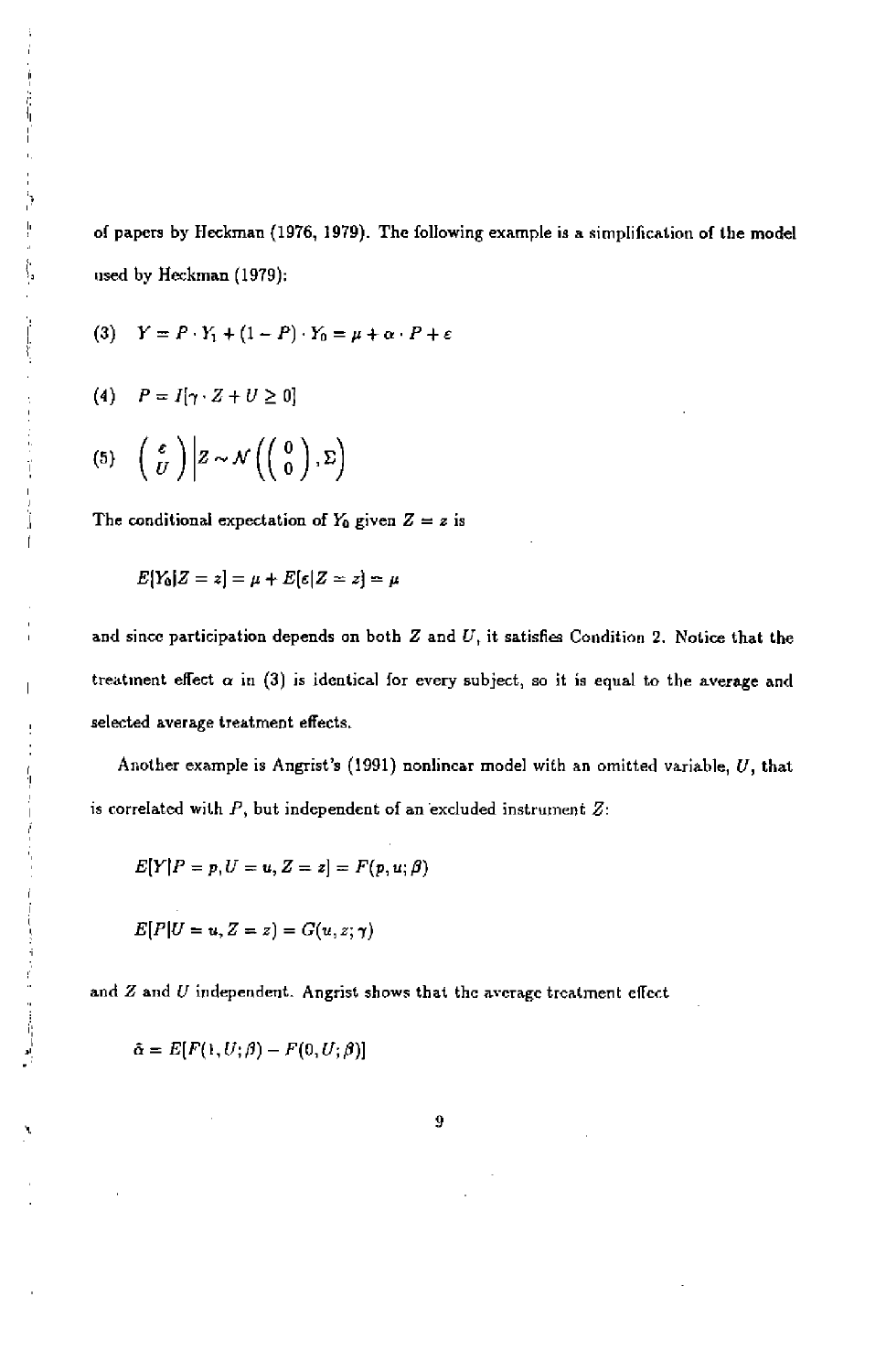of papers by Heckman (1976, 1979). The following example is a simplification of the model used by Heckman (1979):

$$(3) \quad Y = P \cdot Y_1 + (1 - P) \cdot Y_0 = \mu + \alpha \cdot P + \varepsilon$$

$$(4) \quad P = I[\gamma \cdot Z + U \geq 0]$$

$$(5) \quad \begin{pmatrix} \varepsilon \\ U \end{pmatrix} \Bigg| Z \sim \mathcal{N}\left( \begin{pmatrix} 0 \\ 0 \end{pmatrix}, \Sigma \right)$$

The conditional expectation of $Y_0$ given $Z = z$ is

$$E[Y_0 | Z = z] = \mu + E[\varepsilon | Z = z] = \mu$$

and since participation depends on both $Z$ and $U$, it satisfies Condition 2. Notice that the treatment effect $\alpha$ in (3) is identical for every subject, so it is equal to the average and selected average treatment effects.

Another example is Angrist's (1991) nonlinear model with an omitted variable, $U$, that is correlated with $P$, but independent of an excluded instrument $Z$:

$$E[Y | P = p, U = u, Z = z] = F(p, u; \beta)$$

$$E[P | U = u, Z = z) = G(u, z; \gamma)$$

and $Z$ and $U$ independent. Angrist shows that the average treatment effect

$$\bar{\alpha} = E[F(1, U; \beta) - F(0, U; \beta)]$$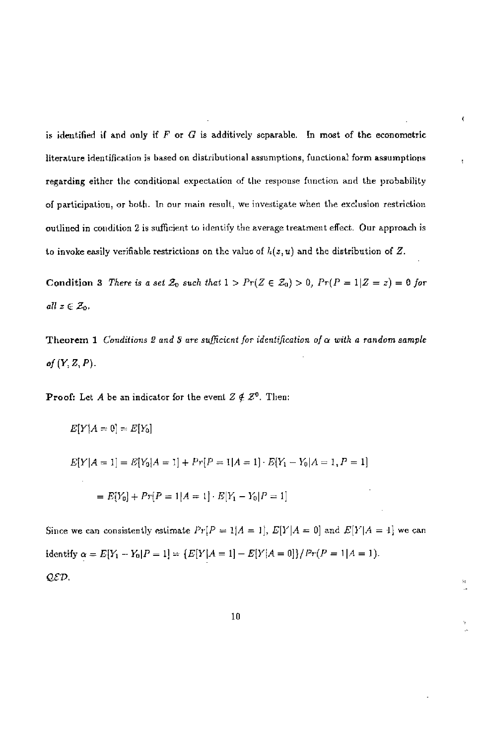is identified if and only if $F$ or $G$ is additively separable. In most of the econometric literature identification is based on distributional assumptions, functional form assumptions regarding either the conditional expectation of the response function and the probability of participation, or both. In our main result, we investigate when the exclusion restriction outlined in condition 2 is sufficient to identify the average treatment effect. Our approach is to invoke easily verifiable restrictions on the value of $h(z, u)$ and the distribution of $Z$.

**Condition 3** *There is a set $\mathcal{Z}_0$ such that $1 > Pr(Z \in \mathcal{Z}_0) > 0$, $Pr(P = 1|Z = z) = 0$ for all $z \in \mathcal{Z}_0$.*

**Theorem 1** *Conditions 2 and 3 are sufficient for identification of $\alpha$ with a random sample of $(Y, Z, P)$.*

**Proof:** Let $A$ be an indicator for the event $Z \notin \mathcal{Z}^0$. Then:

$$E[Y|A = 0] = E[Y_0]$$

$$E[Y|A = 1] = E[Y_0|A = 1] + Pr[P = 1|A = 1] \cdot E[Y_1 - Y_0|A = 1, P = 1]$$

$$= E[Y_0] + Pr[P = 1|A = 1] \cdot E[Y_1 - Y_0|P = 1]$$

Since we can consistently estimate $Pr[P = 1|A = 1]$, $E[Y|A = 0]$ and $E[Y|A = 1]$ we can identify $\alpha = E[Y_1 - Y_0|P = 1] = \{E[Y|A = 1] - E[Y|A = 0]\}/Pr(P = 1|A = 1)$.

$\mathcal{QED}$.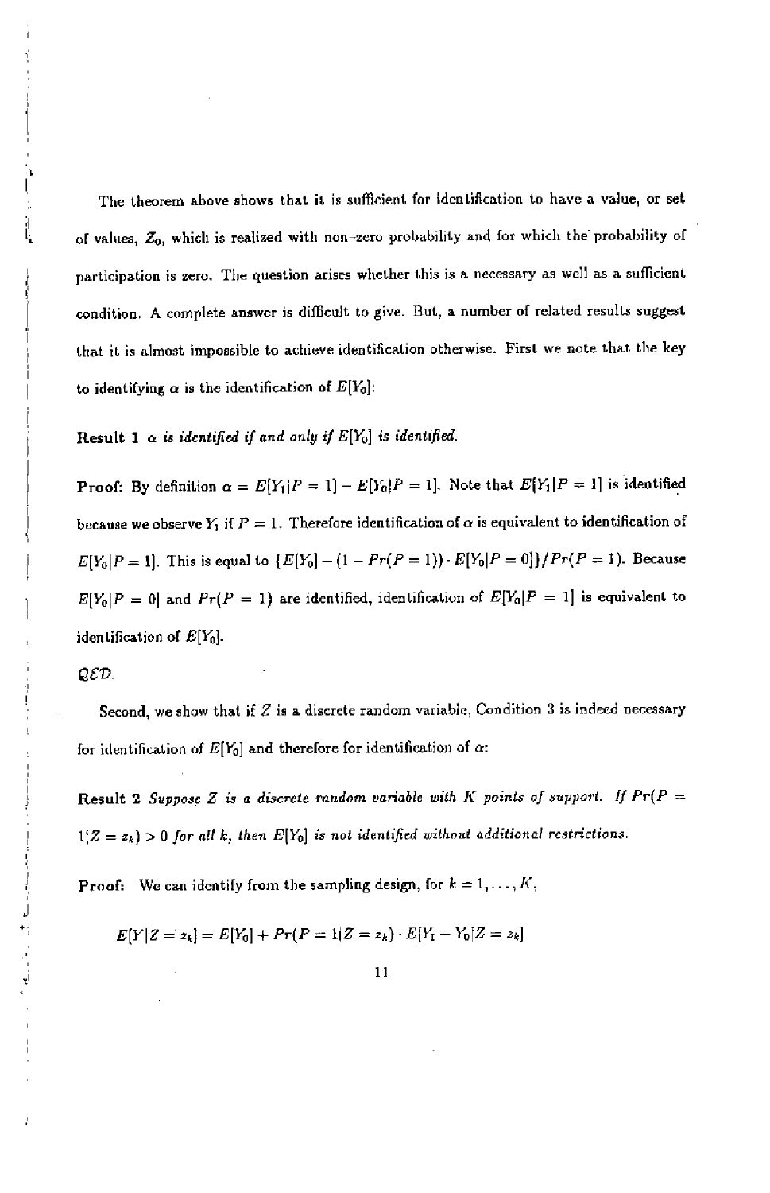The theorem above shows that it is sufficient for identification to have a value, or set of values, $Z_0$, which is realized with non-zero probability and for which the probability of participation is zero. The question arises whether this is a necessary as well as a sufficient condition. A complete answer is difficult to give. But, a number of related results suggest that it is almost impossible to achieve identification otherwise. First we note that the key to identifying $\alpha$ is the identification of $E[Y_0]$:

**Result 1** *$\alpha$ is identified if and only if $E[Y_0]$ is identified.*

**Proof:** By definition $\alpha = E[Y_1|P=1] - E[Y_0|P=1]$. Note that $E[Y_1|P=1]$ is identified because we observe $Y_1$ if $P=1$. Therefore identification of $\alpha$ is equivalent to identification of $E[Y_0|P=1]$. This is equal to $\{E[Y_0] - (1 - Pr(P=1)) \cdot E[Y_0|P=0]\}/Pr(P=1)$. Because $E[Y_0|P=0]$ and $Pr(P=1)$ are identified, identification of $E[Y_0|P=1]$ is equivalent to identification of $E[Y_0]$.

*QED.*

Second, we show that if $Z$ is a discrete random variable, Condition 3 is indeed necessary for identification of $E[Y_0]$ and therefore for identification of $\alpha$:

**Result 2** *Suppose $Z$ is a discrete random variable with $K$ points of support. If $Pr(P=1|Z=z_k) > 0$ for all $k$, then $E[Y_0]$ is not identified without additional restrictions.*

**Proof:** We can identify from the sampling design, for $k = 1, \ldots, K$,

$$E[Y|Z=z_k] = E[Y_0] + Pr(P=1|Z=z_k) \cdot E[Y_1 - Y_0|Z=z_k]$$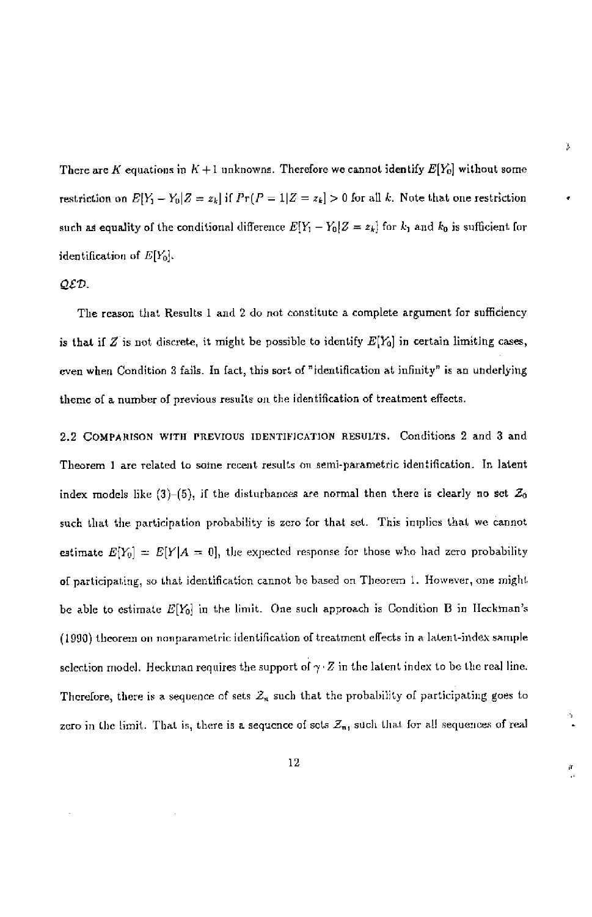There are $K$ equations in $K+1$ unknowns. Therefore we cannot identify $E[Y_0]$ without some restriction on $E[Y_1 - Y_0|Z = z_k]$ if $Pr(P = 1|Z = z_k] > 0$ for all $k$. Note that one restriction such as equality of the conditional difference $E[Y_1 - Y_0|Z = z_k]$ for $k_1$ and $k_0$ is sufficient for identification of $E[Y_0]$.

$\mathcal{QED}$.

The reason that Results 1 and 2 do not constitute a complete argument for sufficiency is that if $Z$ is not discrete, it might be possible to identify $E[Y_0]$ in certain limiting cases, even when Condition 3 fails. In fact, this sort of "identification at infinity" is an underlying theme of a number of previous results on the identification of treatment effects.

**2.2 Comparison with previous identification results.** Conditions 2 and 3 and Theorem 1 are related to some recent results on semi-parametric identification. In latent index models like (3)–(5), if the disturbances are normal then there is clearly no set $\mathcal{Z}_0$ such that the participation probability is zero for that set. This implies that we cannot estimate $E[Y_0] = E[Y|A = 0]$, the expected response for those who had zero probability of participating, so that identification cannot be based on Theorem 1. However, one might be able to estimate $E[Y_0]$ in the limit. One such approach is Condition B in Heckman's (1990) theorem on nonparametric identification of treatment effects in a latent-index sample selection model. Heckman requires the support of $\gamma \cdot Z$ in the latent index to be the real line. Therefore, there is a sequence of sets $\mathcal{Z}_n$ such that the probability of participating goes to zero in the limit. That is, there is a sequence of sets $\mathcal{Z}_n$, such that for all sequences of real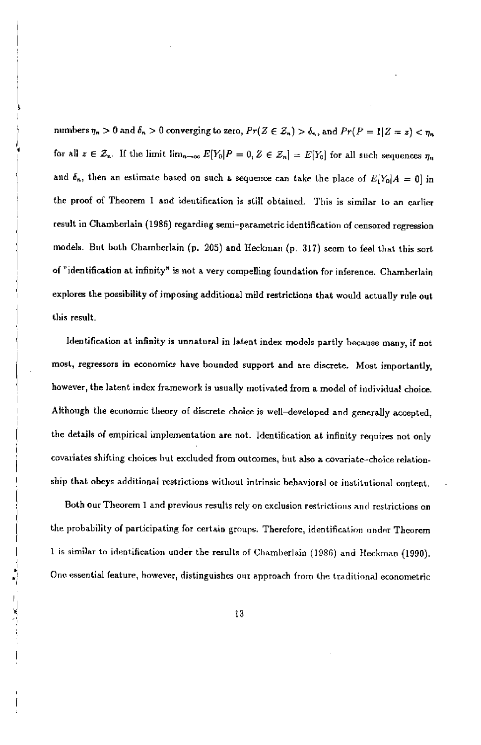numbers $\eta_n > 0$ and $\delta_n > 0$ converging to zero, $Pr(Z \in \mathcal{Z}_n) > \delta_n$, and $Pr(P = 1|Z = z) < \eta_n$ for all $z \in \mathcal{Z}_n$. If the limit $\lim_{n\to\infty} E[Y_0|P = 0, Z \in \mathcal{Z}_n] = E[Y_0]$ for all such sequences $\eta_n$ and $\delta_n$, then an estimate based on such a sequence can take the place of $E[Y_0|A = 0]$ in the proof of Theorem 1 and identification is still obtained. This is similar to an earlier result in Chamberlain (1986) regarding semi-parametric identification of censored regression models. But both Chamberlain (p. 205) and Heckman (p. 317) seem to feel that this sort of "identification at infinity" is not a very compelling foundation for inference. Chamberlain explores the possibility of imposing additional mild restrictions that would actually rule out this result.

Identification at infinity is unnatural in latent index models partly because many, if not most, regressors in economics have bounded support and are discrete. Most importantly, however, the latent index framework is usually motivated from a model of individual choice. Although the economic theory of discrete choice is well-developed and generally accepted, the details of empirical implementation are not. Identification at infinity requires not only covariates shifting choices but excluded from outcomes, but also a covariate-choice relationship that obeys additional restrictions without intrinsic behavioral or institutional content.

Both our Theorem 1 and previous results rely on exclusion restrictions and restrictions on the probability of participating for certain groups. Therefore, identification under Theorem 1 is similar to identification under the results of Chamberlain (1986) and Heckman (1990). One essential feature, however, distinguishes our approach from the traditional econometric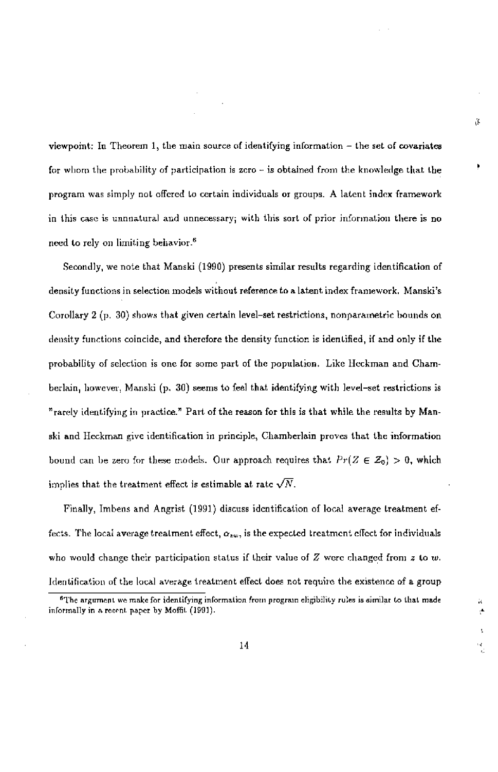viewpoint: In Theorem 1, the main source of identifying information – the set of covariates for whom the probability of participation is zero – is obtained from the knowledge that the program was simply not offered to certain individuals or groups. A latent index framework in this case is unnatural and unnecessary; with this sort of prior information there is no need to rely on limiting behavior.[6]

Secondly, we note that Manski (1990) presents similar results regarding identification of density functions in selection models without reference to a latent index framework. Manski's Corollary 2 (p. 30) shows that given certain level-set restrictions, nonparametric bounds on density functions coincide, and therefore the density function is identified, if and only if the probability of selection is one for some part of the population. Like Heckman and Chamberlain, however, Manski (p. 30) seems to feel that identifying with level-set restrictions is "rarely identifying in practice." Part of the reason for this is that while the results by Manski and Heckman give identification in principle, Chamberlain proves that the information bound can be zero for these models. Our approach requires that $Pr(Z \in \mathcal{Z}_0) > 0$, which implies that the treatment effect is estimable at rate $\sqrt{N}$.

Finally, Imbens and Angrist (1991) discuss identification of local average treatment effects. The local average treatment effect, $\alpha_{zw}$, is the expected treatment effect for individuals who would change their participation status if their value of $Z$ were changed from $z$ to $w$. Identification of the local average treatment effect does not require the existence of a group

[6]The argument we make for identifying information from program eligibility rules is similar to that made informally in a recent paper by Moffit (1991).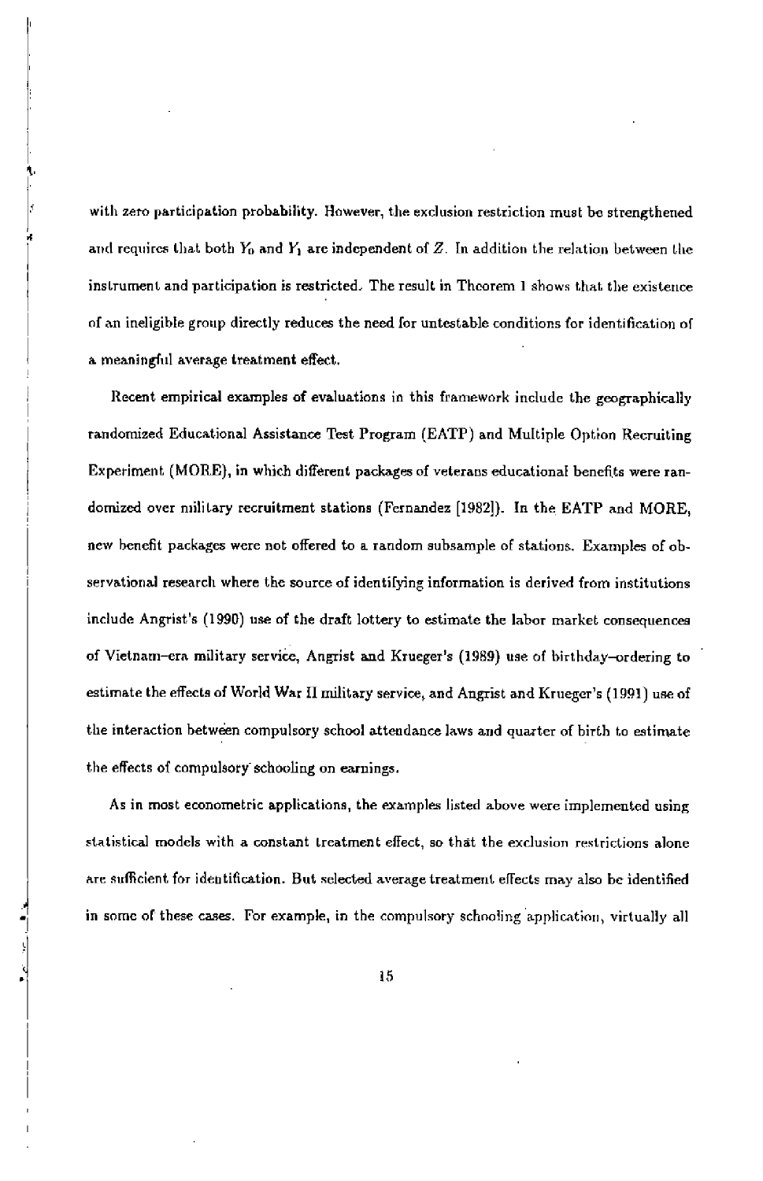with zero participation probability. However, the exclusion restriction must be strengthened and requires that both $Y_0$ and $Y_1$ are independent of $Z$. In addition the relation between the instrument and participation is restricted. The result in Theorem 1 shows that the existence of an ineligible group directly reduces the need for untestable conditions for identification of a meaningful average treatment effect.

Recent empirical examples of evaluations in this framework include the geographically randomized Educational Assistance Test Program (EATP) and Multiple Option Recruiting Experiment (MORE), in which different packages of veterans educational benefits were randomized over military recruitment stations (Fernandez [1982]). In the EATP and MORE, new benefit packages were not offered to a random subsample of stations. Examples of observational research where the source of identifying information is derived from institutions include Angrist's (1990) use of the draft lottery to estimate the labor market consequences of Vietnam–era military service, Angrist and Krueger's (1989) use of birthday–ordering to estimate the effects of World War II military service, and Angrist and Krueger's (1991) use of the interaction between compulsory school attendance laws and quarter of birth to estimate the effects of compulsory schooling on earnings.

As in most econometric applications, the examples listed above were implemented using statistical models with a constant treatment effect, so that the exclusion restrictions alone are sufficient for identification. But selected average treatment effects may also be identified in some of these cases. For example, in the compulsory schooling application, virtually all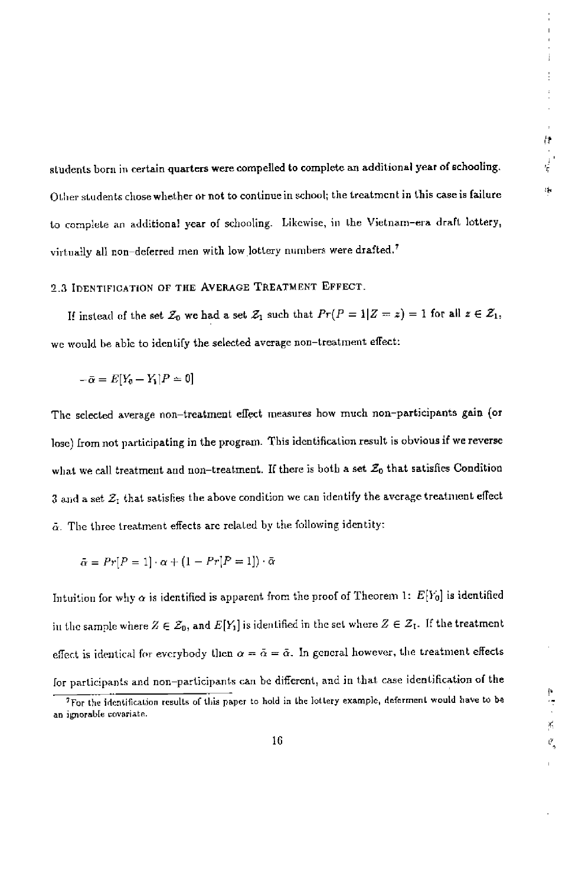students born in certain quarters were compelled to complete an additional year of schooling. Other students chose whether or not to continue in school; the treatment in this case is failure to complete an additional year of schooling. Likewise, in the Vietnam-era draft lottery, virtually all non-deferred men with low lottery numbers were drafted.[7]

### 2.3 Identification of the Average Treatment Effect.

If instead of the set $\mathcal{Z}_0$ we had a set $\mathcal{Z}_1$ such that $Pr(P = 1|Z = z) = 1$ for all $z \in \mathcal{Z}_1$, we would be able to identify the selected average non-treatment effect:

$$-\bar{\alpha} = E[Y_0 - Y_1|P = 0]$$

The selected average non-treatment effect measures how much non-participants gain (or lose) from not participating in the program. This identification result is obvious if we reverse what we call treatment and non-treatment. If there is both a set $\mathcal{Z}_0$ that satisfies Condition 3 and a set $\mathcal{Z}_1$ that satisfies the above condition we can identify the average treatment effect $\tilde{\alpha}$. The three treatment effects are related by the following identity:

$$\tilde{\alpha} = Pr[P = 1] \cdot \alpha + (1 - Pr[P = 1]) \cdot \bar{\alpha}$$

Intuition for why $\alpha$ is identified is apparent from the proof of Theorem 1: $E[Y_0]$ is identified in the sample where $Z \in \mathcal{Z}_0$, and $E[Y_1]$ is identified in the set where $Z \in \mathcal{Z}_1$. If the treatment effect is identical for everybody then $\alpha = \tilde{\alpha} = \bar{\alpha}$. In general however, the treatment effects for participants and non-participants can be different, and in that case identification of the

[7] For the identification results of this paper to hold in the lottery example, deferment would have to be an ignorable covariate.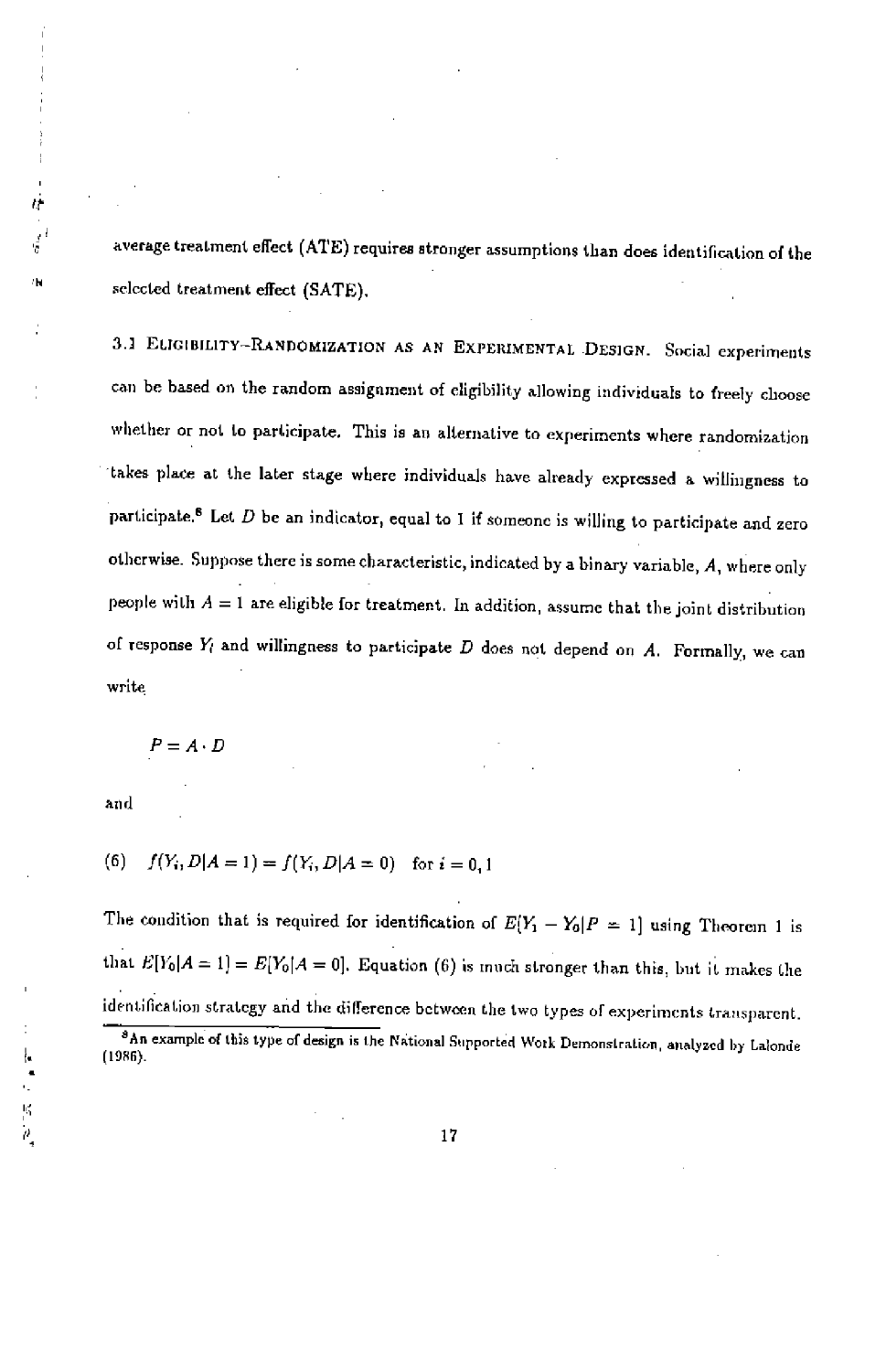average treatment effect (ATE) requires stronger assumptions than does identification of the selected treatment effect (SATE).

3.1 Eligibility-Randomization as an Experimental Design. Social experiments can be based on the random assignment of eligibility allowing individuals to freely choose whether or not to participate. This is an alternative to experiments where randomization takes place at the later stage where individuals have already expressed a willingness to participate.[8] Let $D$ be an indicator, equal to 1 if someone is willing to participate and zero otherwise. Suppose there is some characteristic, indicated by a binary variable, $A$, where only people with $A = 1$ are eligible for treatment. In addition, assume that the joint distribution of response $Y_i$ and willingness to participate $D$ does not depend on $A$. Formally, we can write

$$P = A \cdot D$$

and

$$(6) \quad f(Y_i, D|A = 1) = f(Y_i, D|A = 0) \quad \text{for } i = 0, 1$$

The condition that is required for identification of $E[Y_1 - Y_0|P = 1]$ using Theorem 1 is that $E[Y_0|A = 1] = E[Y_0|A = 0]$. Equation (6) is much stronger than this, but it makes the identification strategy and the difference between the two types of experiments transparent.

[8] An example of this type of design is the National Supported Work Demonstration, analyzed by Lalonde (1986).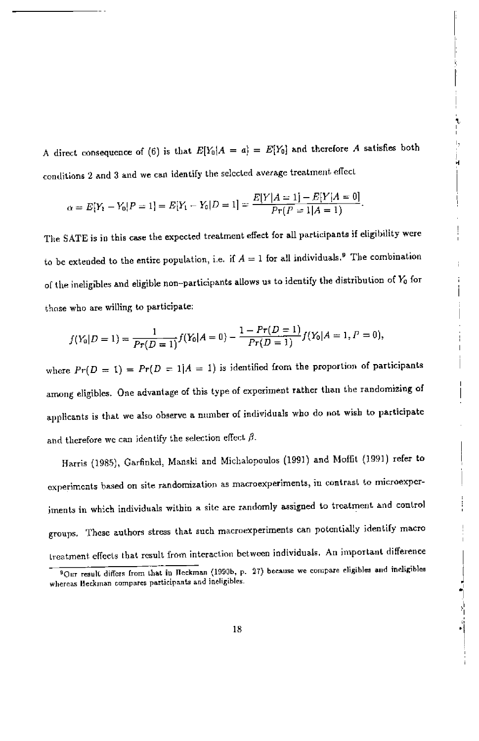A direct consequence of (6) is that $E[Y_0|A = a] = E[Y_0]$ and therefore $A$ satisfies both conditions 2 and 3 and we can identify the selected average treatment effect

$$\alpha = E[Y_1 - Y_0|P = 1] = E[Y_1 - Y_0|D = 1] = \frac{E[Y|A = 1] - E[Y|A = 0]}{Pr(P = 1|A = 1)}.$$

The SATE is in this case the expected treatment effect for all participants if eligibility were to be extended to the entire population, i.e. if $A = 1$ for all individuals.[9] The combination of the ineligibles and eligible non-participants allows us to identify the distribution of $Y_0$ for those who are willing to participate:

$$f(Y_0|D = 1) = \frac{1}{Pr(D = 1)} f(Y_0|A = 0) - \frac{1 - Pr(D = 1)}{Pr(D = 1)} f(Y_0|A = 1, P = 0),$$

where $Pr(D = 1) = Pr(D = 1|A = 1)$ is identified from the proportion of participants among eligibles. One advantage of this type of experiment rather than the randomizing of applicants is that we also observe a number of individuals who do not wish to participate and therefore we can identify the selection effect $\beta$.

Harris (1985), Garfinkel, Manski and Michalopoulos (1991) and Moffit (1991) refer to experiments based on site randomization as macroexperiments, in contrast to microexperiments in which individuals within a site are randomly assigned to treatment and control groups. These authors stress that such macroexperiments can potentially identify macro treatment effects that result from interaction between individuals. An important difference

[9] Our result differs from that in Heckman (1990b, p. 27) because we compare eligibles and ineligibles whereas Heckman compares participants and ineligibles.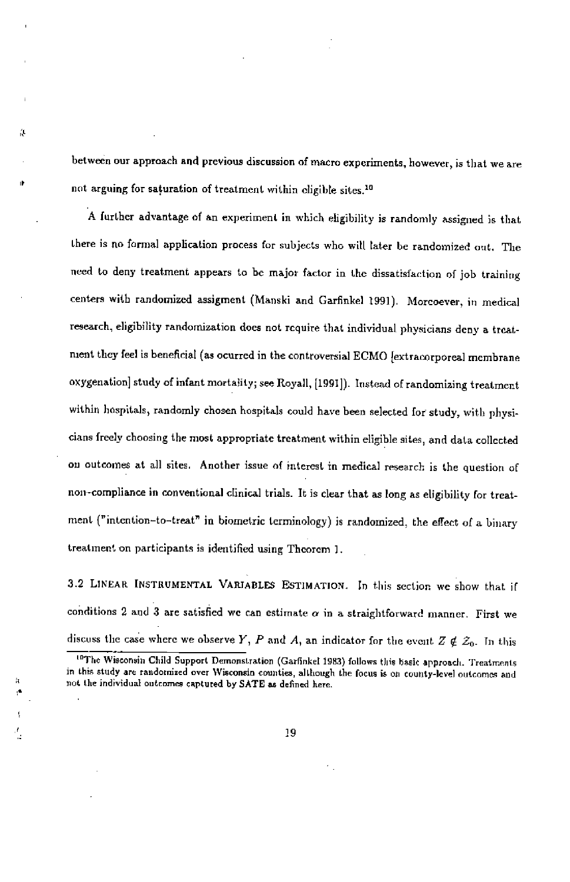between our approach and previous discussion of macro experiments, however, is that we are not arguing for saturation of treatment within eligible sites.[10]

A further advantage of an experiment in which eligibility is randomly assigned is that there is no formal application process for subjects who will later be randomized out. The need to deny treatment appears to be major factor in the dissatisfaction of job training centers with randomized assigment (Manski and Garfinkel 1991). Morcoever, in medical research, eligibility randomization does not require that individual physicians deny a treatment they feel is beneficial (as ocurred in the controversial ECMO [extracorporeal membrane oxygenation] study of infant mortality; see Royall, [1991]). Instead of randomizing treatment within hospitals, randomly chosen hospitals could have been selected for study, with physicians freely choosing the most appropriate treatment within eligible sites, and data collected on outcomes at all sites. Another issue of interest in medical research is the question of non-compliance in conventional clinical trials. It is clear that as long as eligibility for treatment ("intention-to-treat" in biometric terminology) is randomized, the effect of a binary treatment on participants is identified using Theorem 1.

3.2 Linear Instrumental Variables Estimation. In this section we show that if conditions 2 and 3 are satisfied we can estimate $\alpha$ in a straightforward manner. First we discuss the case where we observe $Y$, $P$ and $A$, an indicator for the event $Z \notin \mathcal{Z}_0$. In this

[10]The Wisconsin Child Support Demonstration (Garfinkel 1983) follows this basic approach. Treatments in this study are randomized over Wisconsin counties, although the focus is on county-level outcomes and not the individual outcomes captured by SATE as defined here.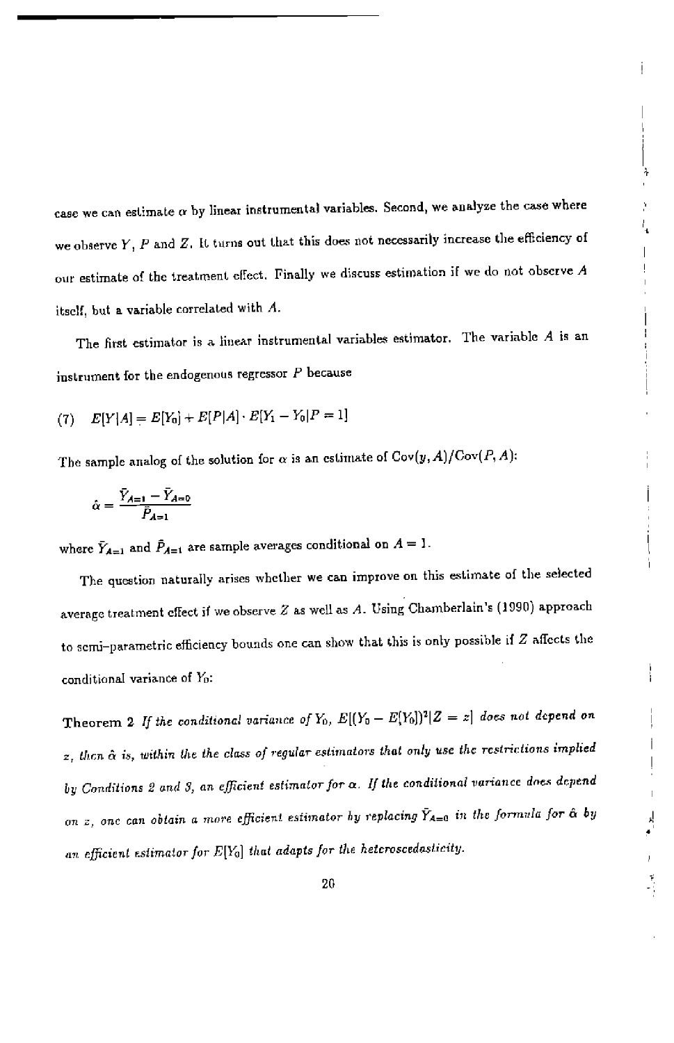case we can estimate $\alpha$ by linear instrumental variables. Second, we analyze the case where we observe $Y$, $P$ and $Z$. It turns out that this does not necessarily increase the efficiency of our estimate of the treatment effect. Finally we discuss estimation if we do not observe $A$ itself, but a variable correlated with $A$.

The first estimator is a linear instrumental variables estimator. The variable $A$ is an instrument for the endogenous regressor $P$ because

$$(7) \quad E[Y|A] = E[Y_0] + E[P|A] \cdot E[Y_1 - Y_0|P = 1]$$

The sample analog of the solution for $\alpha$ is an estimate of $\mathrm{Cov}(y, A)/\mathrm{Cov}(P, A)$:

$$\hat{\alpha} = \frac{\bar{Y}_{A=1} - \bar{Y}_{A=0}}{\bar{P}_{A=1}}$$

where $\bar{Y}_{A=1}$ and $\bar{P}_{A=1}$ are sample averages conditional on $A = 1$.

The question naturally arises whether we can improve on this estimate of the selected average treatment effect if we observe $Z$ as well as $A$. Using Chamberlain's (1990) approach to semi-parametric efficiency bounds one can show that this is only possible if $Z$ affects the conditional variance of $Y_0$:

**Theorem 2** *If the conditional variance of $Y_0$, $E[(Y_0 - E[Y_0])^2|Z = z]$ does not depend on $z$, then $\hat{\alpha}$ is, within the the class of regular estimators that only use the restrictions implied by Conditions 2 and 3, an efficient estimator for $\alpha$. If the conditional variance does depend on $z$, one can obtain a more efficient estimator by replacing $\bar{Y}_{A=0}$ in the formula for $\hat{\alpha}$ by an efficient estimator for $E[Y_0]$ that adapts for the heteroscedasticity.*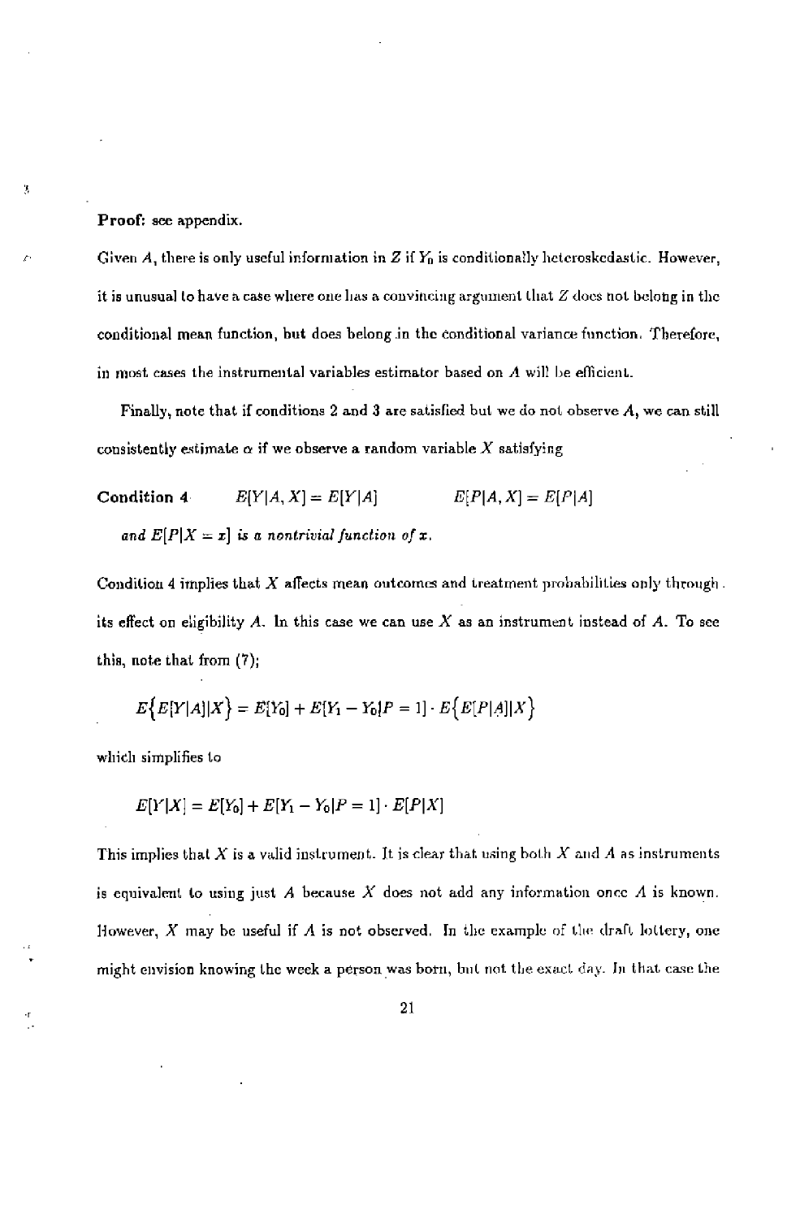**Proof:** see appendix.

Given $A$, there is only useful information in $Z$ if $Y_0$ is conditionally heteroskedastic. However, it is unusual to have a case where one has a convincing argument that $Z$ does not belong in the conditional mean function, but does belong in the conditional variance function. Therefore, in most cases the instrumental variables estimator based on $A$ will be efficient.

Finally, note that if conditions 2 and 3 are satisfied but we do not observe $A$, we can still consistently estimate $\alpha$ if we observe a random variable $X$ satisfying

**Condition 4** $\quad E[Y|A,X] = E[Y|A] \qquad E[P|A,X] = E[P|A]$

*and $E[P|X = x]$ is a nontrivial function of $x$.*

Condition 4 implies that $X$ affects mean outcomes and treatment probabilities only through its effect on eligibility $A$. In this case we can use $X$ as an instrument instead of $A$. To see this, note that from (7);

$$E\{E[Y|A]|X\} = E[Y_0] + E[Y_1 - Y_0|P = 1] \cdot E\{E[P|A]|X\}$$

which simplifies to

$$E[Y|X] = E[Y_0] + E[Y_1 - Y_0|P = 1] \cdot E[P|X]$$

This implies that $X$ is a valid instrument. It is clear that using both $X$ and $A$ as instruments is equivalent to using just $A$ because $X$ does not add any information once $A$ is known. However, $X$ may be useful if $A$ is not observed. In the example of the draft lottery, one might envision knowing the week a person was born, but not the exact day. In that case the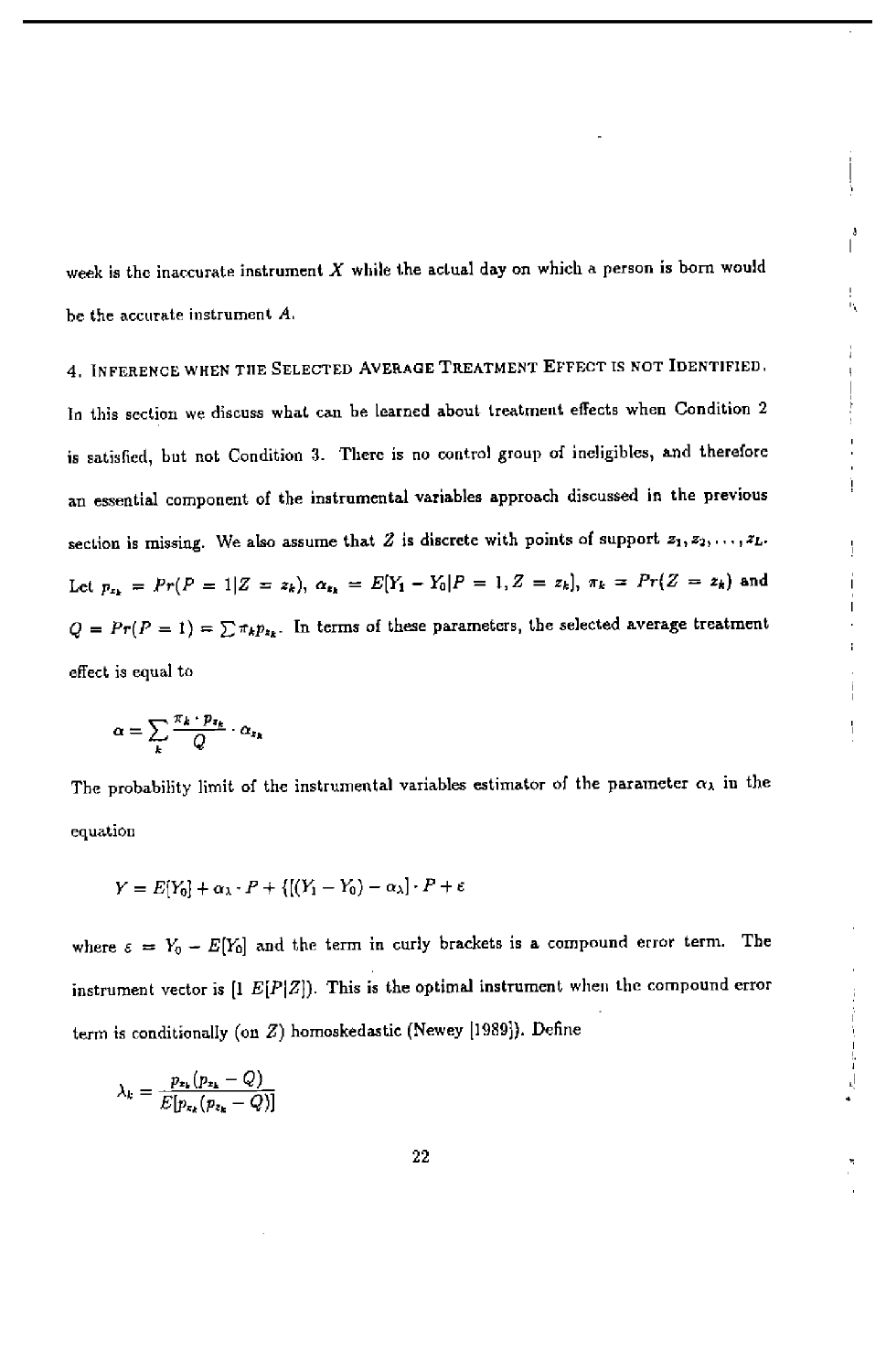week is the inaccurate instrument $X$ while the actual day on which a person is born would be the accurate instrument $A$.

## 4. Inference when the Selected Average Treatment Effect is not Identified.

In this section we discuss what can be learned about treatment effects when Condition 2 is satisfied, but not Condition 3. There is no control group of ineligibles, and therefore an essential component of the instrumental variables approach discussed in the previous section is missing. We also assume that $Z$ is discrete with points of support $z_1, z_2, \ldots, z_L$. Let $p_{z_k} = Pr(P = 1|Z = z_k)$, $\alpha_{z_k} = E[Y_1 - Y_0|P = 1, Z = z_k]$, $\pi_k = Pr(Z = z_k)$ and $Q = Pr(P = 1) = \sum \pi_k p_{z_k}$. In terms of these parameters, the selected average treatment effect is equal to

$$\alpha = \sum_k \frac{\pi_k \cdot p_{z_k}}{Q} \cdot \alpha_{z_k}$$

The probability limit of the instrumental variables estimator of the parameter $\alpha_\lambda$ in the equation

$$Y = E[Y_0] + \alpha_\lambda \cdot P + \{[(Y_1 - Y_0) - \alpha_\lambda] \cdot P + \varepsilon$$

where $\varepsilon = Y_0 - E[Y_0]$ and the term in curly brackets is a compound error term. The instrument vector is $[1\ E[P|Z])$. This is the optimal instrument when the compound error term is conditionally (on $Z$) homoskedastic (Newey [1989]). Define

$$\lambda_k = \frac{p_{z_k}(p_{z_k} - Q)}{E[p_{z_k}(p_{z_k} - Q)]}$$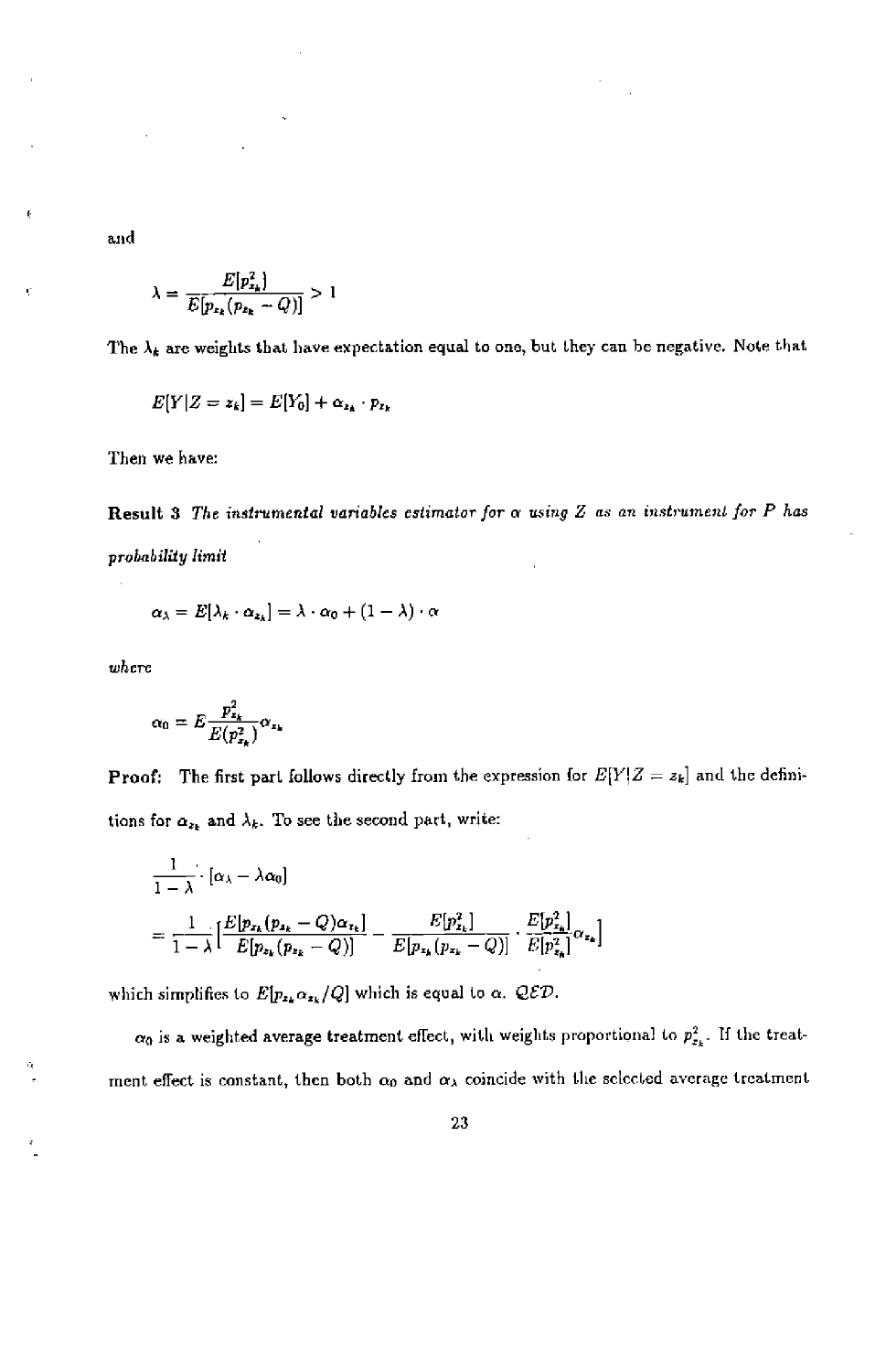and

$$\lambda = \frac{E[p_{z_k}^2]}{E[p_{z_k}(p_{z_k} - Q)]} > 1$$

The $\lambda_k$ are weights that have expectation equal to one, but they can be negative. Note that

$$E[Y|Z = z_k] = E[Y_0] + \alpha_{z_k} \cdot p_{z_k}$$

Then we have:

**Result 3** *The instrumental variables estimator for $\alpha$ using $Z$ as an instrument for $P$ has probability limit*

$$\alpha_\lambda = E[\lambda_k \cdot \alpha_{z_k}] = \lambda \cdot \alpha_0 + (1 - \lambda) \cdot \alpha$$

*where*

$$\alpha_0 = E\frac{p_{z_k}^2}{E(p_{z_k}^2)}\alpha_{z_k}$$

**Proof:** The first part follows directly from the expression for $E[Y|Z = z_k]$ and the definitions for $\alpha_{z_k}$ and $\lambda_k$. To see the second part, write:

$$\frac{1}{1-\lambda} \cdot [\alpha_\lambda - \lambda\alpha_0]$$

$$= \frac{1}{1-\lambda}\left[\frac{E[p_{z_k}(p_{z_k} - Q)\alpha_{z_k}]}{E[p_{z_k}(p_{z_k} - Q)]} - \frac{E[p_{z_k}^2]}{E[p_{z_k}(p_{z_k} - Q)]} \cdot \frac{E[p_{z_k}^2]}{E[p_{z_k}^2]}\alpha_{z_k}\right]$$

which simplifies to $E[p_{z_k}\alpha_{z_k}/Q]$ which is equal to $\alpha$. $\mathcal{QED}$.

$\alpha_0$ is a weighted average treatment effect, with weights proportional to $p_{z_k}^2$. If the treatment effect is constant, then both $\alpha_0$ and $\alpha_\lambda$ coincide with the selected average treatment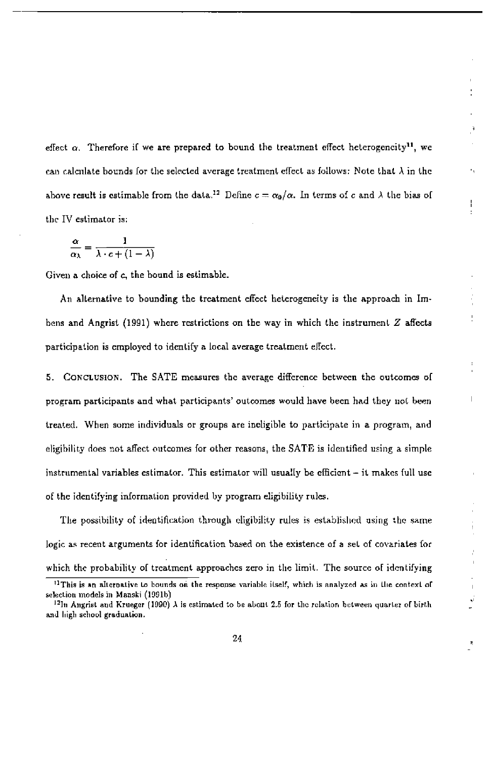effect $\alpha$. Therefore if we are prepared to bound the treatment effect heterogeneity[11], we can calculate bounds for the selected average treatment effect as follows: Note that $\lambda$ in the above result is estimable from the data.[12] Define $c = \alpha_0/\alpha$. In terms of $c$ and $\lambda$ the bias of the IV estimator is:

$$\frac{\alpha}{\alpha_\lambda} = \frac{1}{\lambda \cdot c + (1 - \lambda)}$$

Given a choice of c, the bound is estimable.

An alternative to bounding the treatment effect heterogeneity is the approach in Imbens and Angrist (1991) where restrictions on the way in which the instrument $Z$ affects participation is employed to identify a local average treatment effect.

5. CONCLUSION. The SATE measures the average difference between the outcomes of program participants and what participants' outcomes would have been had they not been treated. When some individuals or groups are ineligible to participate in a program, and eligibility does not affect outcomes for other reasons, the SATE is identified using a simple instrumental variables estimator. This estimator will usually be efficient – it makes full use of the identifying information provided by program eligibility rules.

The possibility of identification through eligibility rules is established using the same logic as recent arguments for identification based on the existence of a set of covariates for which the probability of treatment approaches zero in the limit. The source of identifying

[11] This is an alternative to bounds on the response variable itself, which is analyzed as in the context of selection models in Manski (1991b)

[12] In Angrist and Krueger (1990) $\lambda$ is estimated to be about 2.5 for the relation between quarter of birth and high school graduation.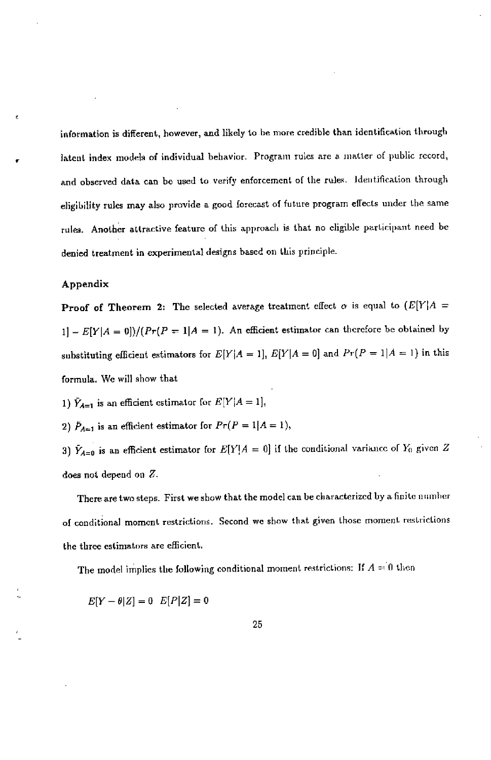information is different, however, and likely to be more credible than identification through latent index models of individual behavior. Program rules are a matter of public record, and observed data can be used to verify enforcement of the rules. Identification through eligibility rules may also provide a good forecast of future program effects under the same rules. Another attractive feature of this approach is that no eligible participant need be denied treatment in experimental designs based on this principle.

## Appendix

**Proof of Theorem 2:** The selected average treatment effect $\alpha$ is equal to $(E[Y|A = 1] - E[Y|A = 0])/(Pr(P = 1|A = 1)$. An efficient estimator can therefore be obtained by substituting efficient estimators for $E[Y|A = 1]$, $E[Y|A = 0]$ and $Pr(P = 1|A = 1)$ in this formula. We will show that

1) $\bar{Y}_{A=1}$ is an efficient estimator for $E[Y|A = 1]$,

2) $\bar{P}_{A=1}$ is an efficient estimator for $Pr(P = 1|A = 1)$,

3) $\bar{Y}_{A=0}$ is an efficient estimator for $E[Y|A = 0]$ if the conditional variance of $Y_0$ given $Z$ does not depend on $Z$.

There are two steps. First we show that the model can be characterized by a finite number of conditional moment restrictions. Second we show that given those moment restrictions the three estimators are efficient.

The model implies the following conditional moment restrictions: If $A = 0$ then

$$E[Y - \theta|Z] = 0 \quad E[P|Z] = 0$$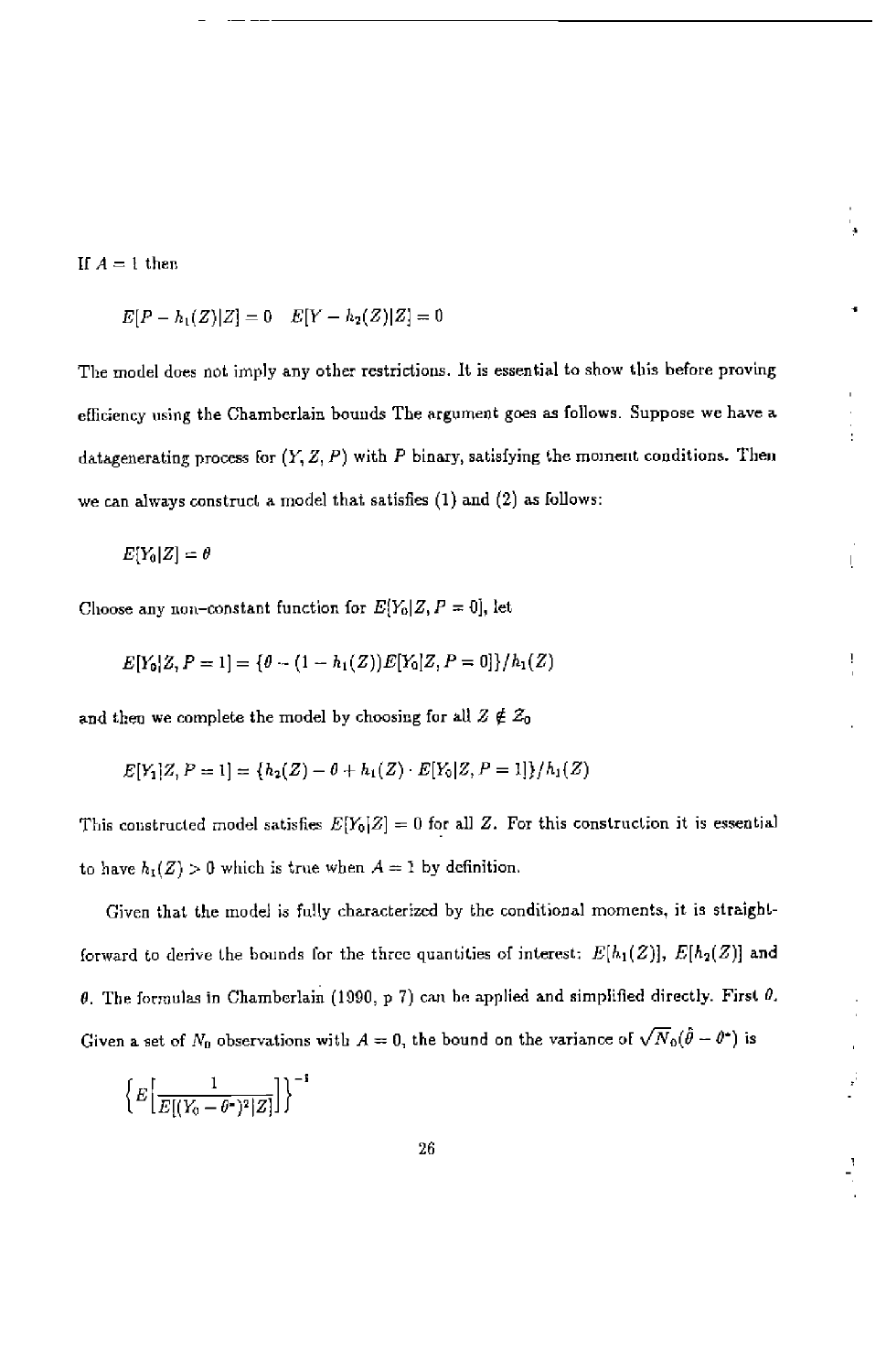If $A = 1$ then

$$E[P - h_1(Z)|Z] = 0 \quad E[Y - h_2(Z)|Z] = 0$$

The model does not imply any other restrictions. It is essential to show this before proving efficiency using the Chamberlain bounds The argument goes as follows. Suppose we have a datagenerating process for $(Y, Z, P)$ with $P$ binary, satisfying the moment conditions. Then we can always construct a model that satisfies (1) and (2) as follows:

$$E[Y_0|Z] = \theta$$

Choose any non–constant function for $E[Y_0|Z, P = 0]$, let

$$E[Y_0|Z, P = 1] = \{\theta - (1 - h_1(Z))E[Y_0|Z, P = 0]\}/h_1(Z)$$

and then we complete the model by choosing for all $Z \notin \mathcal{Z}_0$

$$E[Y_1|Z, P = 1] = \{h_2(Z) - \theta + h_1(Z) \cdot E[Y_0|Z, P = 1]\}/h_1(Z)$$

This constructed model satisfies $E[Y_0|Z] = 0$ for all $Z$. For this construction it is essential to have $h_1(Z) > 0$ which is true when $A = 1$ by definition.

Given that the model is fully characterized by the conditional moments, it is straightforward to derive the bounds for the three quantities of interest: $E[h_1(Z)]$, $E[h_2(Z)]$ and $\theta$. The formulas in Chamberlain (1990, p 7) can be applied and simplified directly. First $\theta$. Given a set of $N_0$ observations with $A = 0$, the bound on the variance of $\sqrt{N_0}(\hat{\theta} - \theta^*)$ is

$$\left\{E\left[\frac{1}{E[(Y_0 - \theta^*)^2|Z]}\right]\right\}^{-1}$$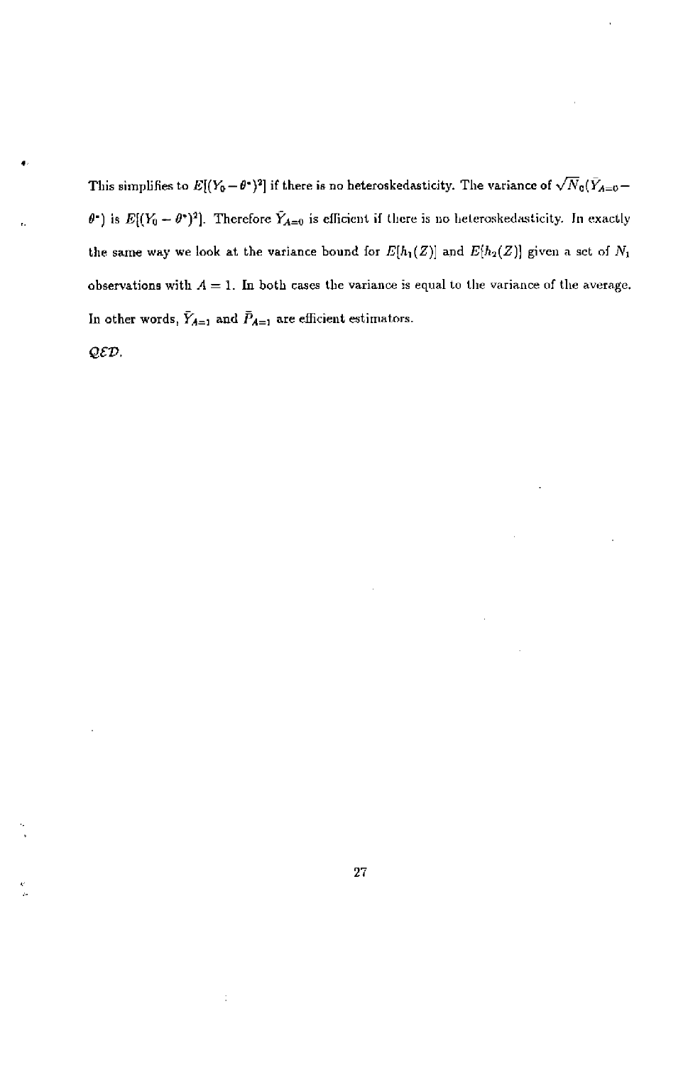This simplifies to $E[(Y_0 - \theta^*)^2]$ if there is no heteroskedasticity. The variance of $\sqrt{N_0}(\bar{Y}_{A=0} - \theta^*)$ is $E[(Y_0 - \theta^*)^2]$. Therefore $\bar{Y}_{A=0}$ is efficient if there is no heteroskedasticity. In exactly the same way we look at the variance bound for $E[h_1(Z)]$ and $E[h_2(Z)]$ given a set of $N_1$ observations with $A = 1$. In both cases the variance is equal to the variance of the average. In other words, $\bar{Y}_{A=1}$ and $\bar{P}_{A=1}$ are efficient estimators.

$\mathcal{QED}$.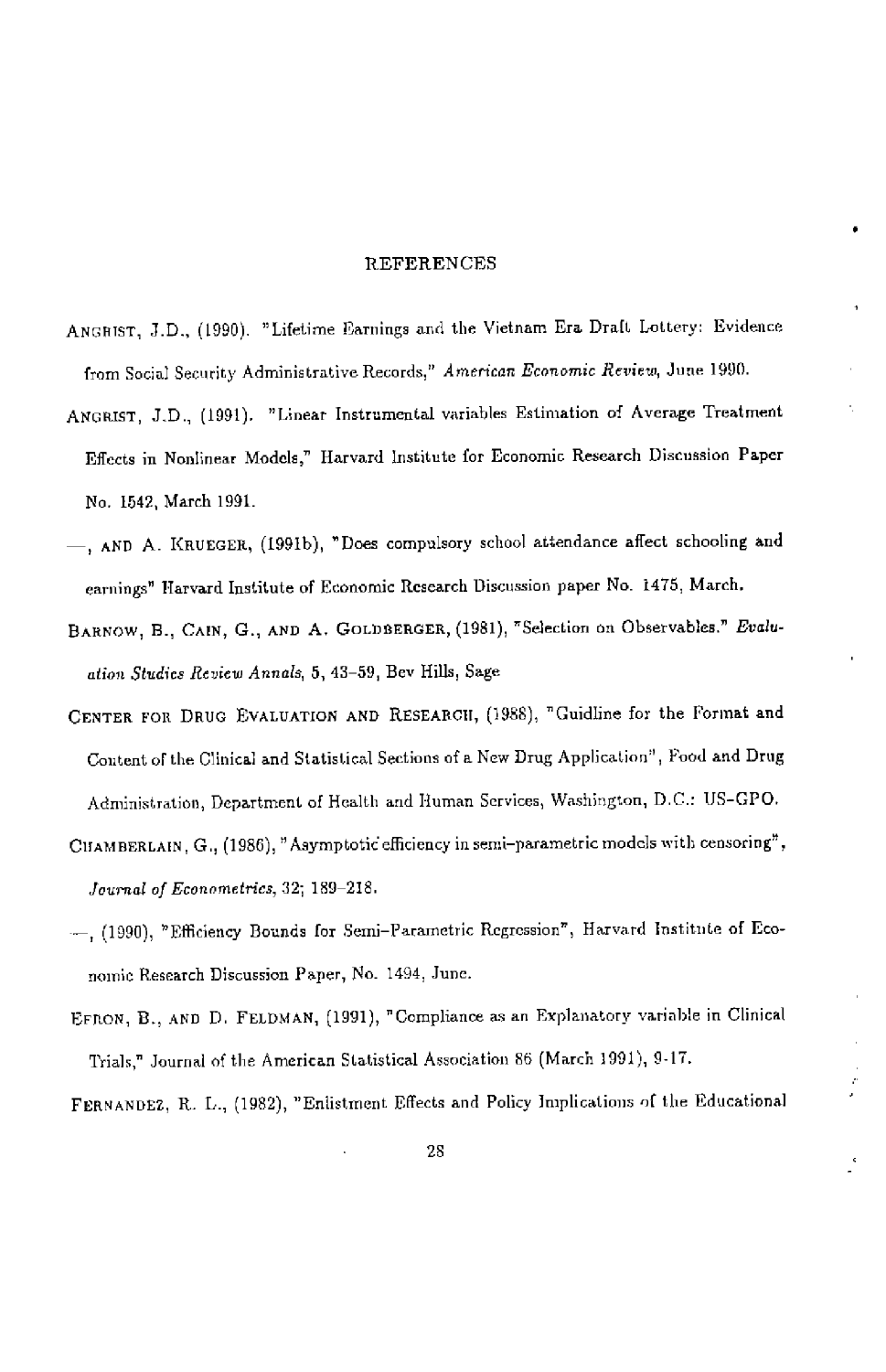# REFERENCES

ANGRIST, J.D., (1990). "Lifetime Earnings and the Vietnam Era Draft Lottery: Evidence from Social Security Administrative Records," *American Economic Review*, June 1990.

ANGRIST, J.D., (1991). "Linear Instrumental variables Estimation of Average Treatment Effects in Nonlinear Models," Harvard Institute for Economic Research Discussion Paper No. 1542, March 1991.

—, AND A. KRUEGER, (1991b), "Does compulsory school attendance affect schooling and earnings" Harvard Institute of Economic Research Discussion paper No. 1475, March.

BARNOW, B., CAIN, G., AND A. GOLDBERGER, (1981), "Selection on Observables." *Evaluation Studies Review Annals*, 5, 43–59, Bev Hills, Sage

CENTER FOR DRUG EVALUATION AND RESEARCH, (1988), "Guidline for the Format and Content of the Clinical and Statistical Sections of a New Drug Application", Food and Drug Administration, Department of Health and Human Services, Washington, D.C.: US-GPO.

CHAMBERLAIN, G., (1986), "Asymptotic efficiency in semi-parametric models with censoring", *Journal of Econometrics*, 32; 189–218.

—, (1990), "Efficiency Bounds for Semi-Parametric Regression", Harvard Institute of Economic Research Discussion Paper, No. 1494, June.

EFRON, B., AND D. FELDMAN, (1991), "Compliance as an Explanatory variable in Clinical Trials," Journal of the American Statistical Association 86 (March 1991), 9-17.

FERNANDEZ, R. L., (1982), "Enlistment Effects and Policy Implications of the Educational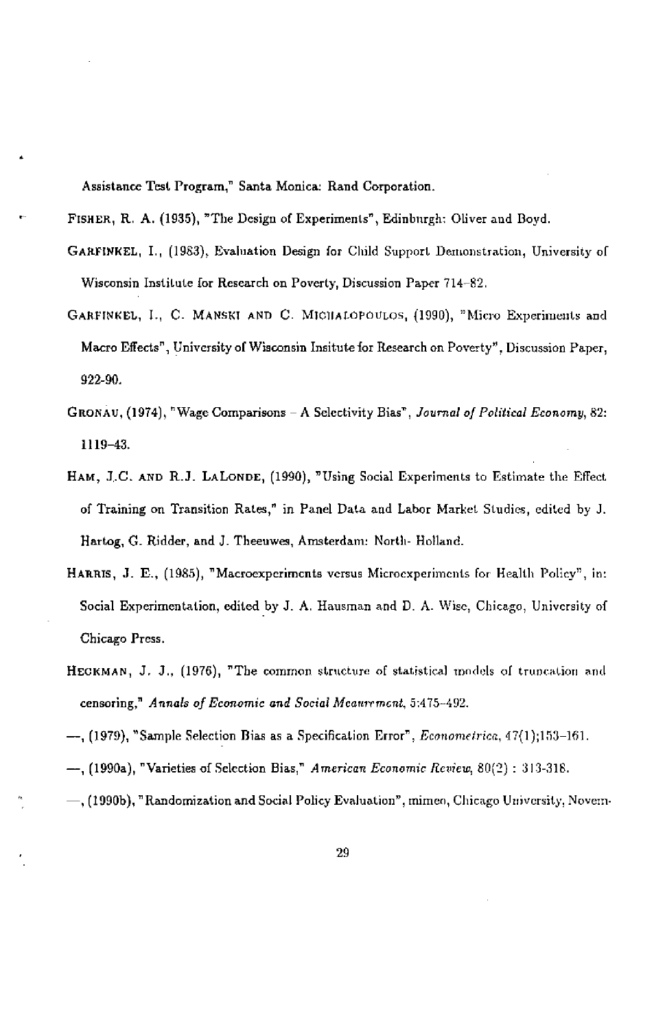Assistance Test Program," Santa Monica: Rand Corporation.

FISHER, R. A. (1935), "The Design of Experiments", Edinburgh: Oliver and Boyd.

GARFINKEL, I., (1983), Evaluation Design for Child Support Demonstration, University of Wisconsin Institute for Research on Poverty, Discussion Paper 714–82.

GARFINKEL, I., C. MANSKI AND C. MICHALOPOULOS, (1990), "Micro Experiments and Macro Effects", University of Wisconsin Insitute for Research on Poverty", Discussion Paper, 922-90.

GRONAU, (1974), "Wage Comparisons – A Selectivity Bias", *Journal of Political Economy*, 82: 1119–43.

HAM, J.C. AND R.J. LALONDE, (1990), "Using Social Experiments to Estimate the Effect of Training on Transition Rates," in Panel Data and Labor Market Studies, edited by J. Hartog, G. Ridder, and J. Theeuwes, Amsterdam: North- Holland.

HARRIS, J. E., (1985), "Macroexperiments versus Microexperiments for Health Policy", in: Social Experimentation, edited by J. A. Hausman and D. A. Wise, Chicago, University of Chicago Press.

HECKMAN, J. J., (1976), "The common structure of statistical models of truncation and censoring," *Annals of Economic and Social Measurement*, 5:475–492.

—, (1979), "Sample Selection Bias as a Specification Error", *Econometrica*, 47(1);153–161.

—, (1990a), "Varieties of Selection Bias," *American Economic Review*, 80(2) : 313-318.

—, (1990b), "Randomization and Social Policy Evaluation", mimeo, Chicago University, Novem-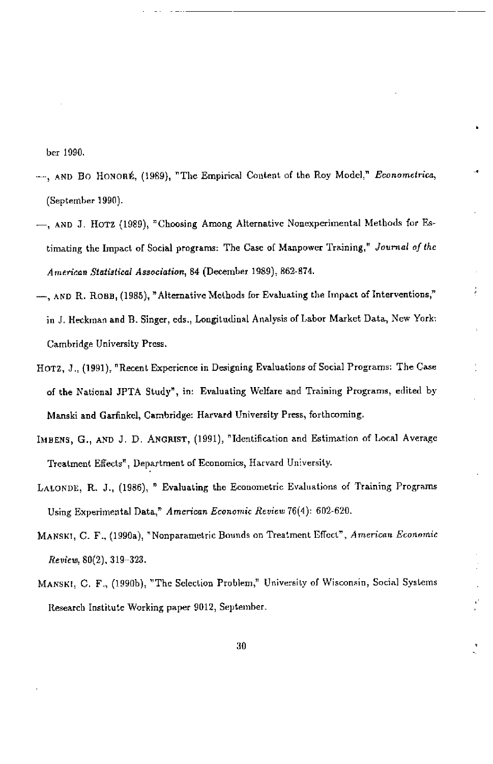ber 1990.

—, AND BO HONORÉ, (1989), "The Empirical Content of the Roy Model," *Econometrica*, (September 1990).

—, AND J. HOTZ (1989), "Choosing Among Alternative Nonexperimental Methods for Estimating the Impact of Social programs: The Case of Manpower Training," *Journal of the American Statistical Association*, 84 (December 1989), 862-874.

—, AND R. ROBB, (1985), "Alternative Methods for Evaluating the Impact of Interventions," in J. Heckman and B. Singer, eds., Longitudinal Analysis of Labor Market Data, New York: Cambridge University Press.

HOTZ, J., (1991), "Recent Experience in Designing Evaluations of Social Programs: The Case of the National JPTA Study", in: Evaluating Welfare and Training Programs, edited by Manski and Garfinkel, Cambridge: Harvard University Press, forthcoming.

IMBENS, G., AND J. D. ANGRIST, (1991), "Identification and Estimation of Local Average Treatment Effects", Department of Economics, Harvard University.

LALONDE, R. J., (1986), " Evaluating the Econometric Evaluations of Training Programs Using Experimental Data," *American Economic Review* 76(4): 602-620.

MANSKI, C. F., (1990a), "Nonparametric Bounds on Treatment Effect", *American Economic Review*, 80(2), 319-323.

MANSKI, C. F., (1990b), "The Selection Problem," University of Wisconsin, Social Systems Research Institute Working paper 9012, September.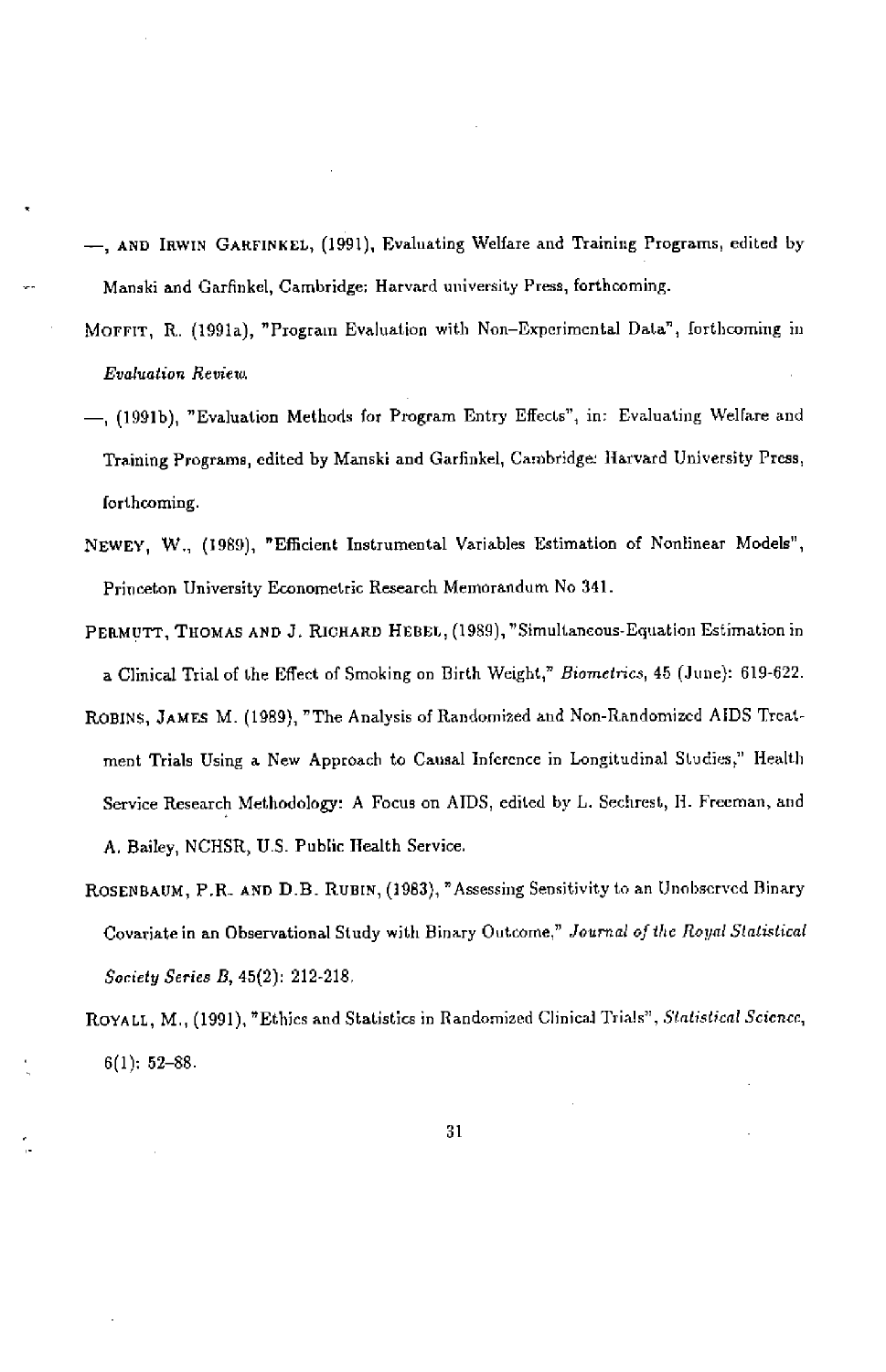—, AND IRWIN GARFINKEL, (1991), Evaluating Welfare and Training Programs, edited by Manski and Garfinkel, Cambridge: Harvard university Press, forthcoming.

MOFFIT, R. (1991a), "Program Evaluation with Non–Experimental Data", forthcoming in *Evaluation Review*.

—, (1991b), "Evaluation Methods for Program Entry Effects", in: Evaluating Welfare and Training Programs, edited by Manski and Garfinkel, Cambridge: Harvard University Press, forthcoming.

NEWEY, W., (1989), "Efficient Instrumental Variables Estimation of Nonlinear Models", Princeton University Econometric Research Memorandum No 341.

PERMUTT, THOMAS AND J. RICHARD HEBEL, (1989), "Simultaneous-Equation Estimation in a Clinical Trial of the Effect of Smoking on Birth Weight," *Biometrics*, 45 (June): 619-622.

ROBINS, JAMES M. (1989), "The Analysis of Randomized and Non-Randomized AIDS Treatment Trials Using a New Approach to Causal Inference in Longitudinal Studies," Health Service Research Methodology: A Focus on AIDS, edited by L. Sechrest, H. Freeman, and A. Bailey, NCHSR, U.S. Public Health Service.

ROSENBAUM, P.R. AND D.B. RUBIN, (1983), "Assessing Sensitivity to an Unobserved Binary Covariate in an Observational Study with Binary Outcome," *Journal of the Royal Statistical Society Series B*, 45(2): 212-218.

ROYALL, M., (1991), "Ethics and Statistics in Randomized Clinical Trials", *Statistical Science*, 6(1): 52–88.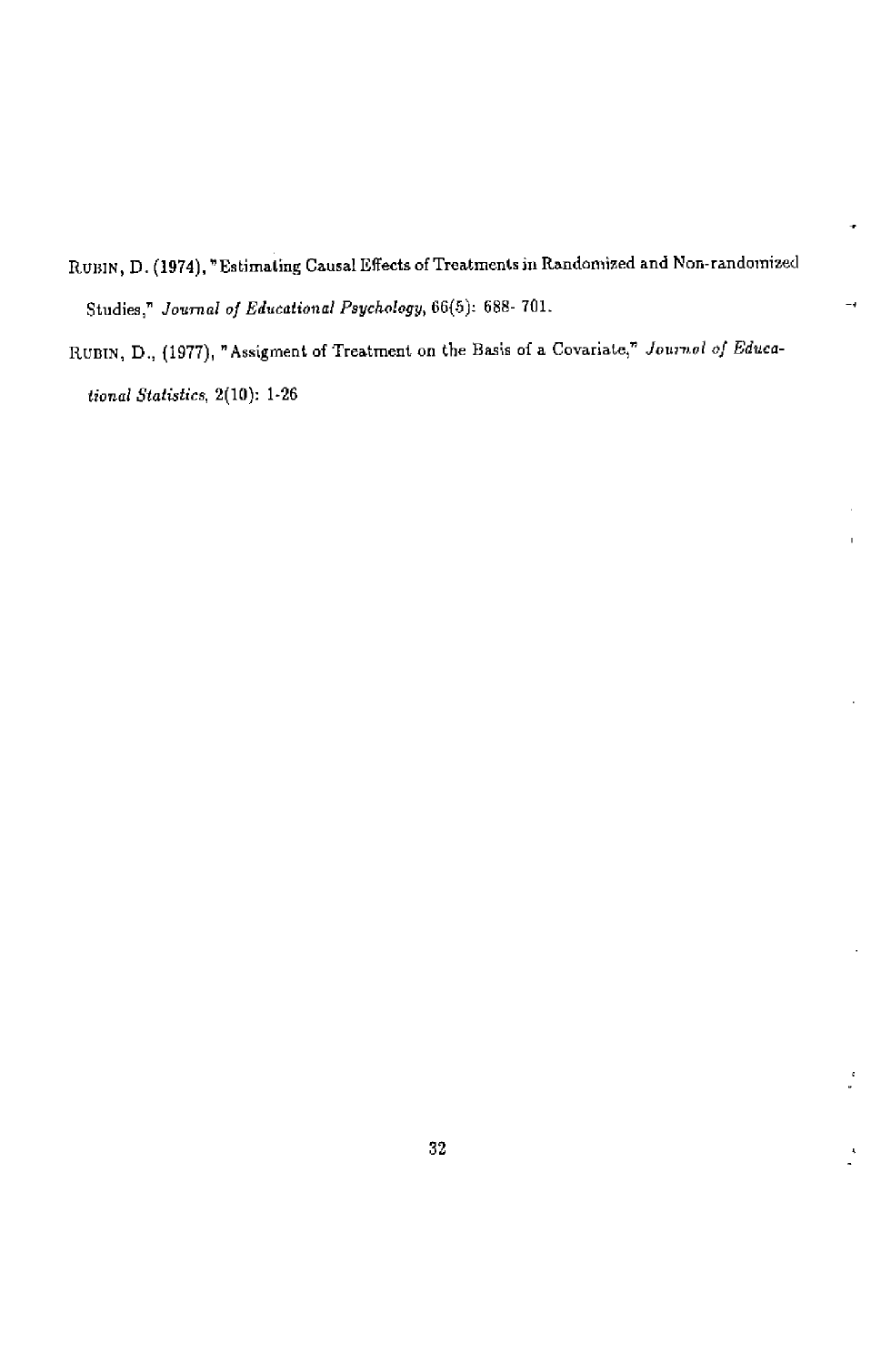RUBIN, D. (1974), "Estimating Causal Effects of Treatments in Randomized and Non-randomized Studies," *Journal of Educational Psychology*, 66(5): 688- 701.

RUBIN, D., (1977), "Assigment of Treatment on the Basis of a Covariate," *Journal of Educational Statistics*, 2(10): 1-26